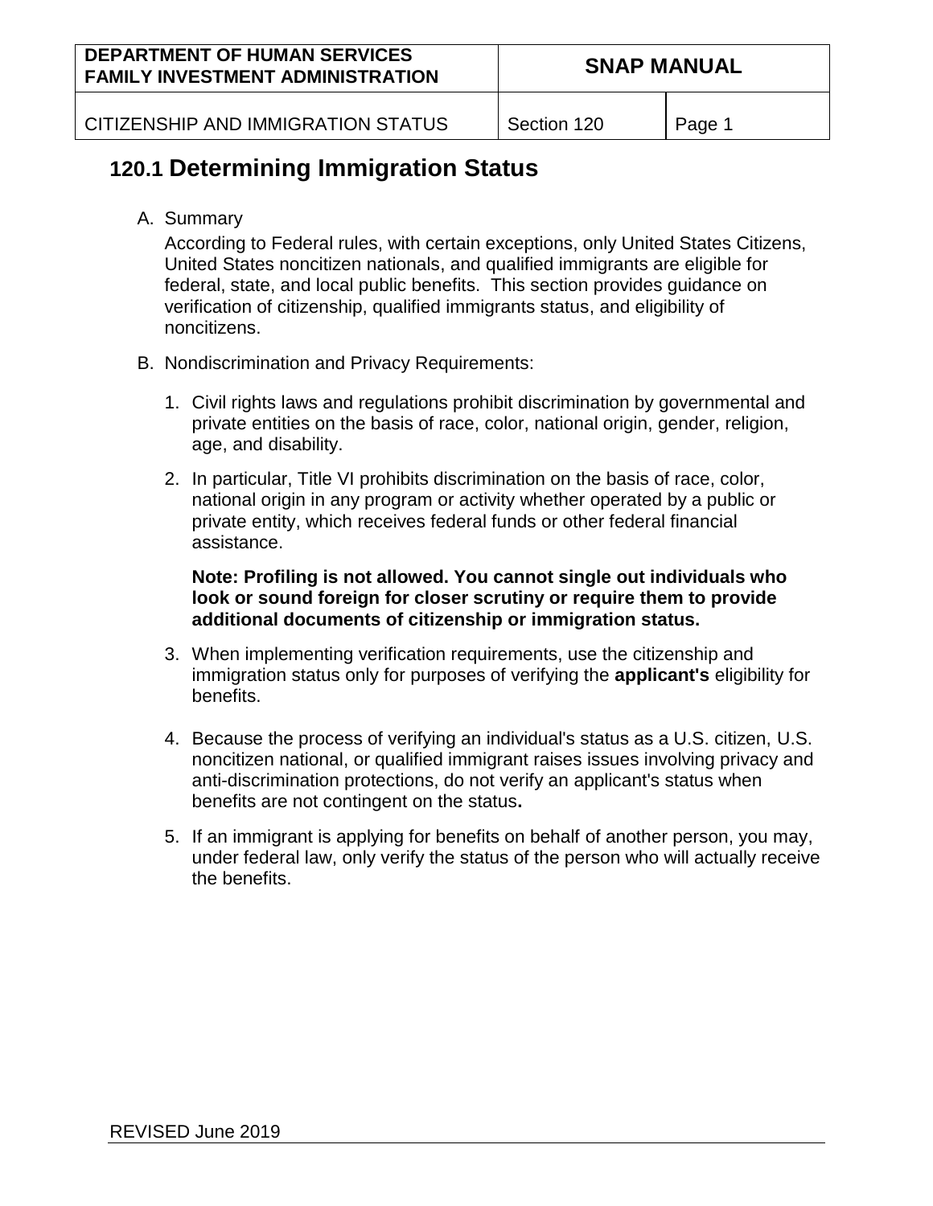# 120.1 Determining Immigration Status

A. Summary

According to Federal rules, with certain exceptions, only United States Citizens, United States noncitizen nationals, and qualified immigrants are eligible for federal, state, and local public benefits. This section provides guidance on verification of citizenship, qualified immigrants status, and eligibility of noncitizens.

B. Nondiscrimination and Privacy Requirements:

1. Civil rights laws and regulations prohibit discrimination by governmental and private entities on the basis of race, color, national origin, gender, religion, age, and disability.

2. In particular, Title VI prohibits discrimination on the basis of race, color, national origin in any program or activity whether operated by a public or private entity, which receives federal funds or other federal financial assistance.

   **Note: Profiling is not allowed. You cannot single out individuals who look or sound foreign for closer scrutiny or require them to provide additional documents of citizenship or immigration status.**

3. When implementing verification requirements, use the citizenship and immigration status only for purposes of verifying the **applicant's** eligibility for benefits.

4. Because the process of verifying an individual's status as a U.S. citizen, U.S. noncitizen national, or qualified immigrant raises issues involving privacy and anti-discrimination protections, do not verify an applicant's status when benefits are not contingent on the status**.**

5. If an immigrant is applying for benefits on behalf of another person, you may, under federal law, only verify the status of the person who will actually receive the benefits.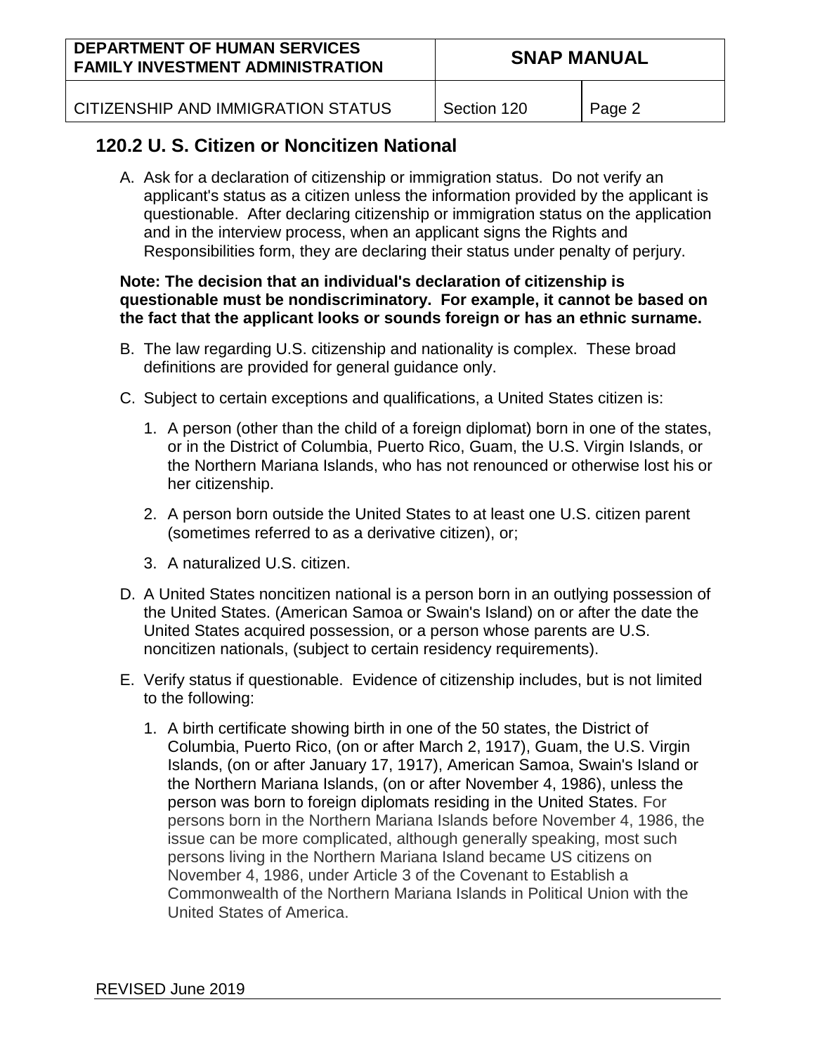## 120.2 U. S. Citizen or Noncitizen National

A. Ask for a declaration of citizenship or immigration status. Do not verify an applicant's status as a citizen unless the information provided by the applicant is questionable. After declaring citizenship or immigration status on the application and in the interview process, when an applicant signs the Rights and Responsibilities form, they are declaring their status under penalty of perjury.

**Note: The decision that an individual's declaration of citizenship is questionable must be nondiscriminatory. For example, it cannot be based on the fact that the applicant looks or sounds foreign or has an ethnic surname.**

B. The law regarding U.S. citizenship and nationality is complex. These broad definitions are provided for general guidance only.

C. Subject to certain exceptions and qualifications, a United States citizen is:

   1. A person (other than the child of a foreign diplomat) born in one of the states, or in the District of Columbia, Puerto Rico, Guam, the U.S. Virgin Islands, or the Northern Mariana Islands, who has not renounced or otherwise lost his or her citizenship.

   2. A person born outside the United States to at least one U.S. citizen parent (sometimes referred to as a derivative citizen), or;

   3. A naturalized U.S. citizen.

D. A United States noncitizen national is a person born in an outlying possession of the United States. (American Samoa or Swain's Island) on or after the date the United States acquired possession, or a person whose parents are U.S. noncitizen nationals, (subject to certain residency requirements).

E. Verify status if questionable. Evidence of citizenship includes, but is not limited to the following:

   1. A birth certificate showing birth in one of the 50 states, the District of Columbia, Puerto Rico, (on or after March 2, 1917), Guam, the U.S. Virgin Islands, (on or after January 17, 1917), American Samoa, Swain's Island or the Northern Mariana Islands, (on or after November 4, 1986), unless the person was born to foreign diplomats residing in the United States. For persons born in the Northern Mariana Islands before November 4, 1986, the issue can be more complicated, although generally speaking, most such persons living in the Northern Mariana Island became US citizens on November 4, 1986, under Article 3 of the Covenant to Establish a Commonwealth of the Northern Mariana Islands in Political Union with the United States of America.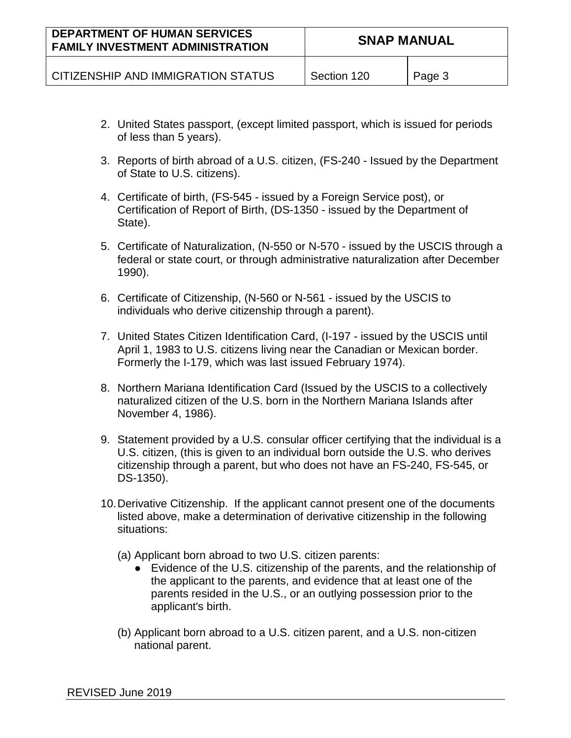2. United States passport, (except limited passport, which is issued for periods of less than 5 years).

3. Reports of birth abroad of a U.S. citizen, (FS-240 - Issued by the Department of State to U.S. citizens).

4. Certificate of birth, (FS-545 - issued by a Foreign Service post), or Certification of Report of Birth, (DS-1350 - issued by the Department of State).

5. Certificate of Naturalization, (N-550 or N-570 - issued by the USCIS through a federal or state court, or through administrative naturalization after December 1990).

6. Certificate of Citizenship, (N-560 or N-561 - issued by the USCIS to individuals who derive citizenship through a parent).

7. United States Citizen Identification Card, (I-197 - issued by the USCIS until April 1, 1983 to U.S. citizens living near the Canadian or Mexican border. Formerly the I-179, which was last issued February 1974).

8. Northern Mariana Identification Card (Issued by the USCIS to a collectively naturalized citizen of the U.S. born in the Northern Mariana Islands after November 4, 1986).

9. Statement provided by a U.S. consular officer certifying that the individual is a U.S. citizen, (this is given to an individual born outside the U.S. who derives citizenship through a parent, but who does not have an FS-240, FS-545, or DS-1350).

10. Derivative Citizenship. If the applicant cannot present one of the documents listed above, make a determination of derivative citizenship in the following situations:

    (a) Applicant born abroad to two U.S. citizen parents:
    - Evidence of the U.S. citizenship of the parents, and the relationship of the applicant to the parents, and evidence that at least one of the parents resided in the U.S., or an outlying possession prior to the applicant's birth.

    (b) Applicant born abroad to a U.S. citizen parent, and a U.S. non-citizen national parent.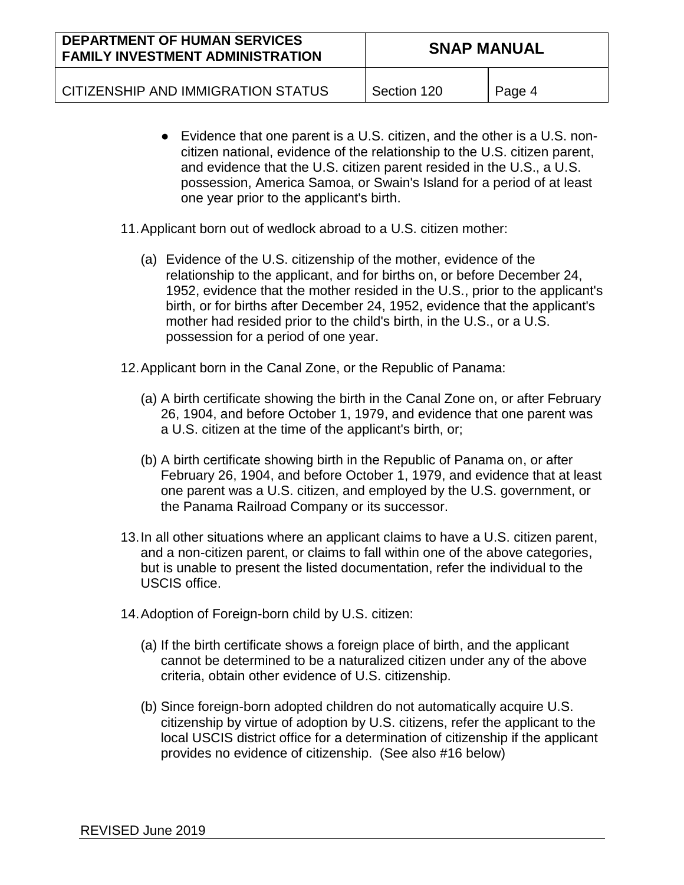- Evidence that one parent is a U.S. citizen, and the other is a U.S. non-citizen national, evidence of the relationship to the U.S. citizen parent, and evidence that the U.S. citizen parent resided in the U.S., a U.S. possession, America Samoa, or Swain's Island for a period of at least one year prior to the applicant's birth.

11. Applicant born out of wedlock abroad to a U.S. citizen mother:

    (a) Evidence of the U.S. citizenship of the mother, evidence of the relationship to the applicant, and for births on, or before December 24, 1952, evidence that the mother resided in the U.S., prior to the applicant's birth, or for births after December 24, 1952, evidence that the applicant's mother had resided prior to the child's birth, in the U.S., or a U.S. possession for a period of one year.

12. Applicant born in the Canal Zone, or the Republic of Panama:

    (a) A birth certificate showing the birth in the Canal Zone on, or after February 26, 1904, and before October 1, 1979, and evidence that one parent was a U.S. citizen at the time of the applicant's birth, or;

    (b) A birth certificate showing birth in the Republic of Panama on, or after February 26, 1904, and before October 1, 1979, and evidence that at least one parent was a U.S. citizen, and employed by the U.S. government, or the Panama Railroad Company or its successor.

13. In all other situations where an applicant claims to have a U.S. citizen parent, and a non-citizen parent, or claims to fall within one of the above categories, but is unable to present the listed documentation, refer the individual to the USCIS office.

14. Adoption of Foreign-born child by U.S. citizen:

    (a) If the birth certificate shows a foreign place of birth, and the applicant cannot be determined to be a naturalized citizen under any of the above criteria, obtain other evidence of U.S. citizenship.

    (b) Since foreign-born adopted children do not automatically acquire U.S. citizenship by virtue of adoption by U.S. citizens, refer the applicant to the local USCIS district office for a determination of citizenship if the applicant provides no evidence of citizenship. (See also #16 below)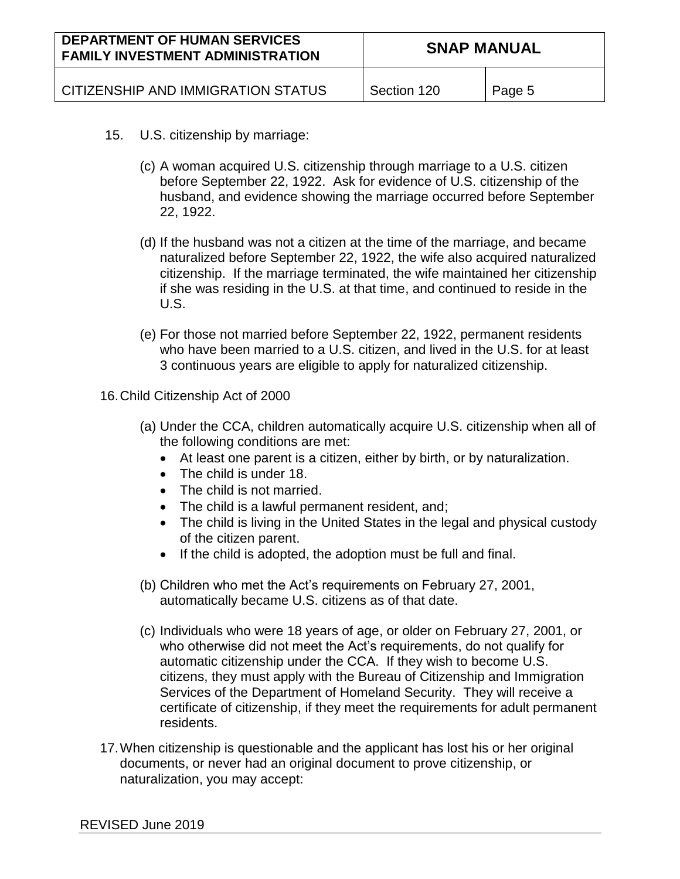15. U.S. citizenship by marriage:

    (c) A woman acquired U.S. citizenship through marriage to a U.S. citizen before September 22, 1922. Ask for evidence of U.S. citizenship of the husband, and evidence showing the marriage occurred before September 22, 1922.

    (d) If the husband was not a citizen at the time of the marriage, and became naturalized before September 22, 1922, the wife also acquired naturalized citizenship. If the marriage terminated, the wife maintained her citizenship if she was residing in the U.S. at that time, and continued to reside in the U.S.

    (e) For those not married before September 22, 1922, permanent residents who have been married to a U.S. citizen, and lived in the U.S. for at least 3 continuous years are eligible to apply for naturalized citizenship.

16. Child Citizenship Act of 2000

    (a) Under the CCA, children automatically acquire U.S. citizenship when all of the following conditions are met:
    - At least one parent is a citizen, either by birth, or by naturalization.
    - The child is under 18.
    - The child is not married.
    - The child is a lawful permanent resident, and;
    - The child is living in the United States in the legal and physical custody of the citizen parent.
    - If the child is adopted, the adoption must be full and final.

    (b) Children who met the Act's requirements on February 27, 2001, automatically became U.S. citizens as of that date.

    (c) Individuals who were 18 years of age, or older on February 27, 2001, or who otherwise did not meet the Act's requirements, do not qualify for automatic citizenship under the CCA. If they wish to become U.S. citizens, they must apply with the Bureau of Citizenship and Immigration Services of the Department of Homeland Security. They will receive a certificate of citizenship, if they meet the requirements for adult permanent residents.

17. When citizenship is questionable and the applicant has lost his or her original documents, or never had an original document to prove citizenship, or naturalization, you may accept: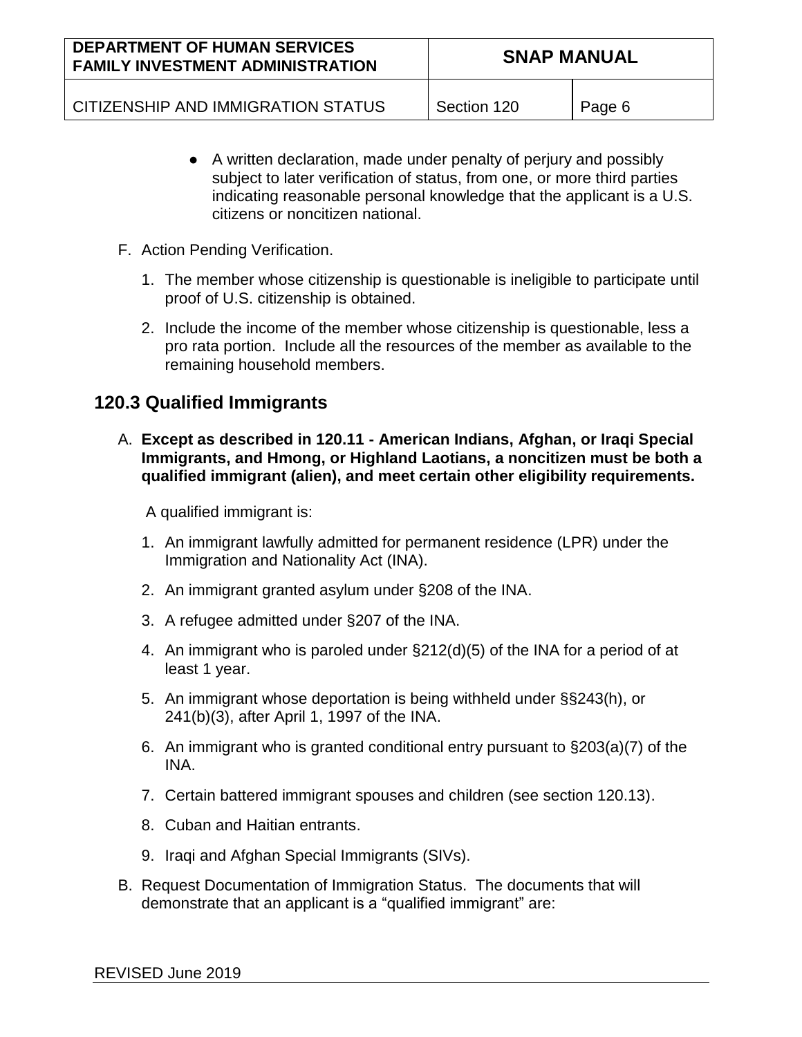- A written declaration, made under penalty of perjury and possibly subject to later verification of status, from one, or more third parties indicating reasonable personal knowledge that the applicant is a U.S. citizens or noncitizen national.

F. Action Pending Verification.

   1. The member whose citizenship is questionable is ineligible to participate until proof of U.S. citizenship is obtained.

   2. Include the income of the member whose citizenship is questionable, less a pro rata portion. Include all the resources of the member as available to the remaining household members.

## 120.3 Qualified Immigrants

A. **Except as described in 120.11 - American Indians, Afghan, or Iraqi Special Immigrants, and Hmong, or Highland Laotians, a noncitizen must be both a qualified immigrant (alien), and meet certain other eligibility requirements.**

   A qualified immigrant is:

   1. An immigrant lawfully admitted for permanent residence (LPR) under the Immigration and Nationality Act (INA).

   2. An immigrant granted asylum under §208 of the INA.

   3. A refugee admitted under §207 of the INA.

   4. An immigrant who is paroled under §212(d)(5) of the INA for a period of at least 1 year.

   5. An immigrant whose deportation is being withheld under §§243(h), or 241(b)(3), after April 1, 1997 of the INA.

   6. An immigrant who is granted conditional entry pursuant to §203(a)(7) of the INA.

   7. Certain battered immigrant spouses and children (see section 120.13).

   8. Cuban and Haitian entrants.

   9. Iraqi and Afghan Special Immigrants (SIVs).

B. Request Documentation of Immigration Status. The documents that will demonstrate that an applicant is a "qualified immigrant" are: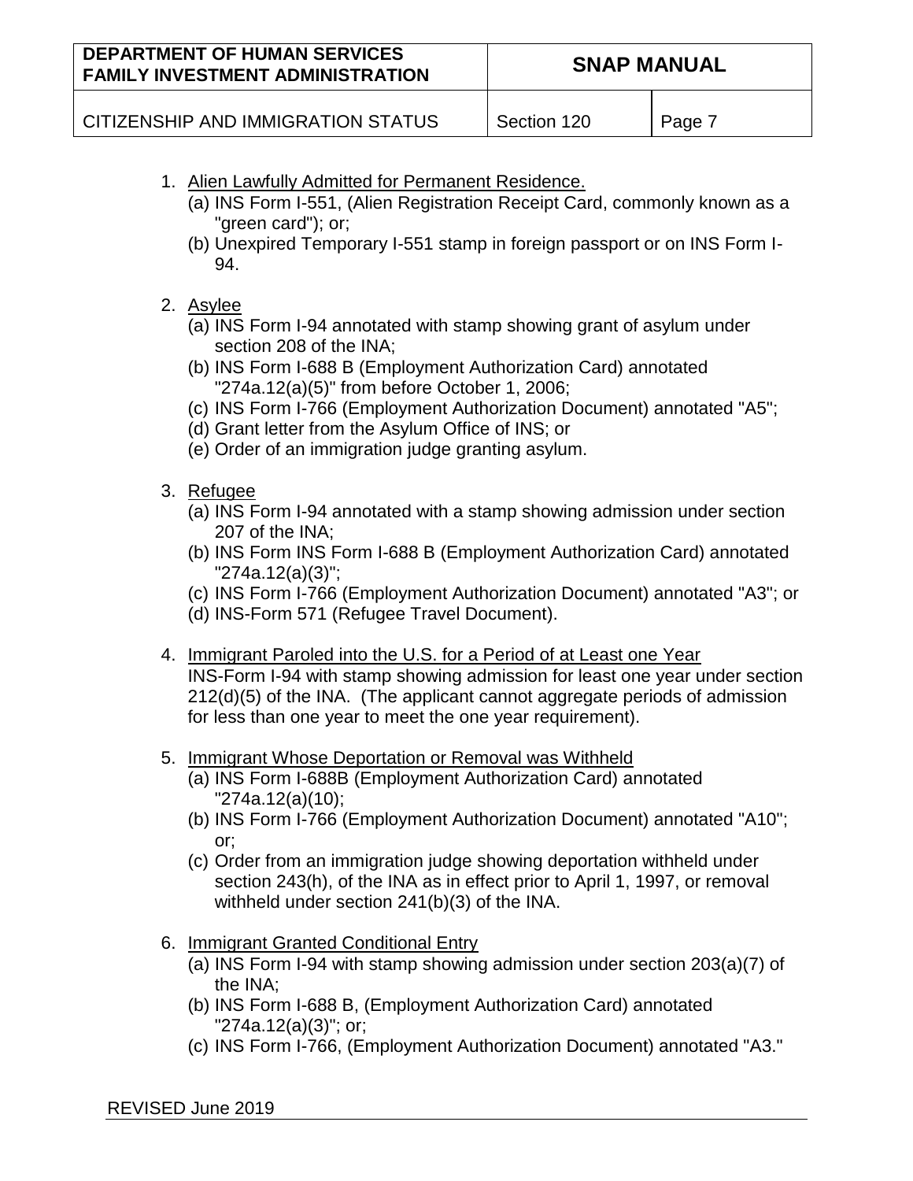1. <u>Alien Lawfully Admitted for Permanent Residence.</u>
   (a) INS Form I-551, (Alien Registration Receipt Card, commonly known as a "green card"); or;
   (b) Unexpired Temporary I-551 stamp in foreign passport or on INS Form I-94.

2. <u>Asylee</u>
   (a) INS Form I-94 annotated with stamp showing grant of asylum under section 208 of the INA;
   (b) INS Form I-688 B (Employment Authorization Card) annotated "274a.12(a)(5)" from before October 1, 2006;
   (c) INS Form I-766 (Employment Authorization Document) annotated "A5";
   (d) Grant letter from the Asylum Office of INS; or
   (e) Order of an immigration judge granting asylum.

3. <u>Refugee</u>
   (a) INS Form I-94 annotated with a stamp showing admission under section 207 of the INA;
   (b) INS Form INS Form I-688 B (Employment Authorization Card) annotated "274a.12(a)(3)";
   (c) INS Form I-766 (Employment Authorization Document) annotated "A3"; or
   (d) INS-Form 571 (Refugee Travel Document).

4. <u>Immigrant Paroled into the U.S. for a Period of at Least one Year</u>
   INS-Form I-94 with stamp showing admission for least one year under section 212(d)(5) of the INA. (The applicant cannot aggregate periods of admission for less than one year to meet the one year requirement).

5. <u>Immigrant Whose Deportation or Removal was Withheld</u>
   (a) INS Form I-688B (Employment Authorization Card) annotated "274a.12(a)(10);
   (b) INS Form I-766 (Employment Authorization Document) annotated "A10"; or;
   (c) Order from an immigration judge showing deportation withheld under section 243(h), of the INA as in effect prior to April 1, 1997, or removal withheld under section 241(b)(3) of the INA.

6. <u>Immigrant Granted Conditional Entry</u>
   (a) INS Form I-94 with stamp showing admission under section 203(a)(7) of the INA;
   (b) INS Form I-688 B, (Employment Authorization Card) annotated "274a.12(a)(3)"; or;
   (c) INS Form I-766, (Employment Authorization Document) annotated "A3."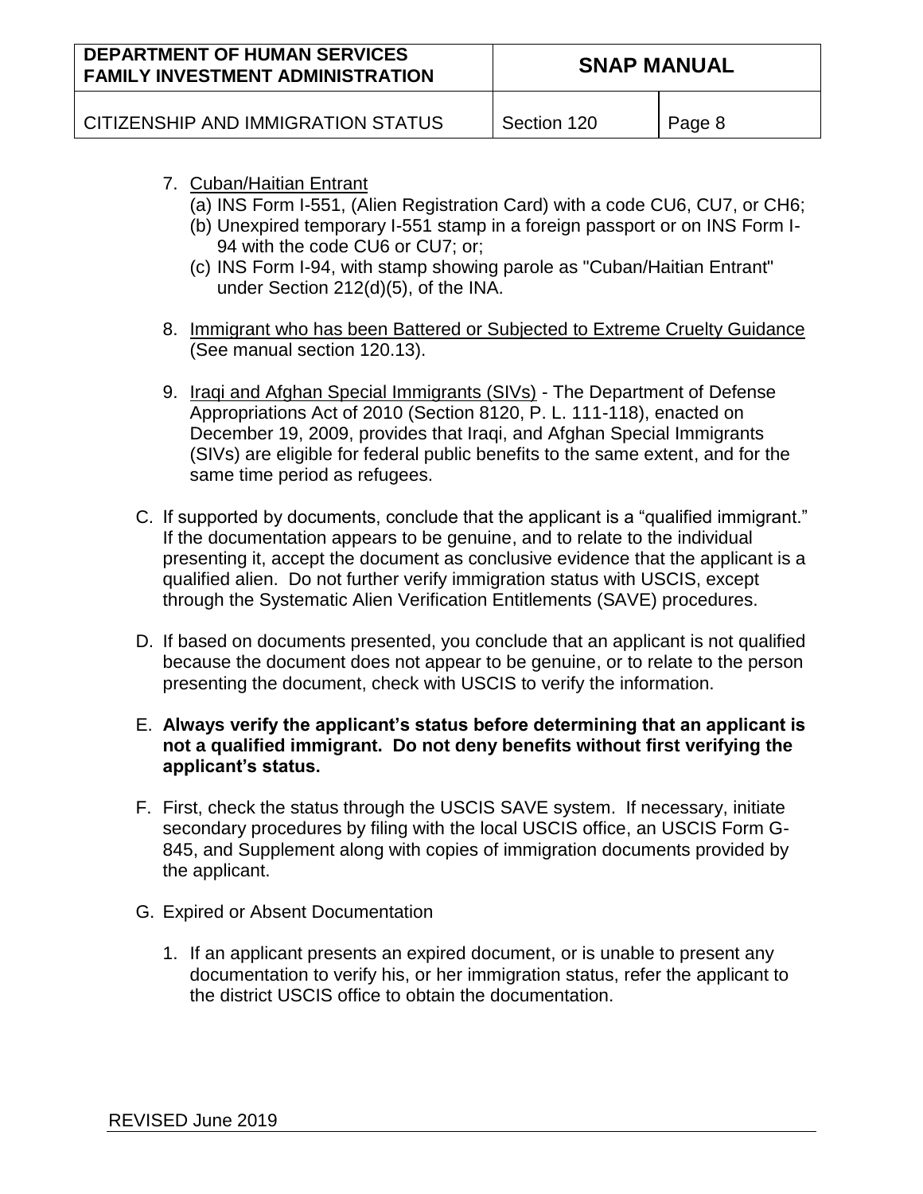7. Cuban/Haitian Entrant
   (a) INS Form I-551, (Alien Registration Card) with a code CU6, CU7, or CH6;
   (b) Unexpired temporary I-551 stamp in a foreign passport or on INS Form I-94 with the code CU6 or CU7; or;
   (c) INS Form I-94, with stamp showing parole as "Cuban/Haitian Entrant" under Section 212(d)(5), of the INA.

8. Immigrant who has been Battered or Subjected to Extreme Cruelty Guidance (See manual section 120.13).

9. Iraqi and Afghan Special Immigrants (SIVs) - The Department of Defense Appropriations Act of 2010 (Section 8120, P. L. 111-118), enacted on December 19, 2009, provides that Iraqi, and Afghan Special Immigrants (SIVs) are eligible for federal public benefits to the same extent, and for the same time period as refugees.

C. If supported by documents, conclude that the applicant is a "qualified immigrant." If the documentation appears to be genuine, and to relate to the individual presenting it, accept the document as conclusive evidence that the applicant is a qualified alien. Do not further verify immigration status with USCIS, except through the Systematic Alien Verification Entitlements (SAVE) procedures.

D. If based on documents presented, you conclude that an applicant is not qualified because the document does not appear to be genuine, or to relate to the person presenting the document, check with USCIS to verify the information.

E. **Always verify the applicant's status before determining that an applicant is not a qualified immigrant. Do not deny benefits without first verifying the applicant's status.**

F. First, check the status through the USCIS SAVE system. If necessary, initiate secondary procedures by filing with the local USCIS office, an USCIS Form G-845, and Supplement along with copies of immigration documents provided by the applicant.

G. Expired or Absent Documentation

   1. If an applicant presents an expired document, or is unable to present any documentation to verify his, or her immigration status, refer the applicant to the district USCIS office to obtain the documentation.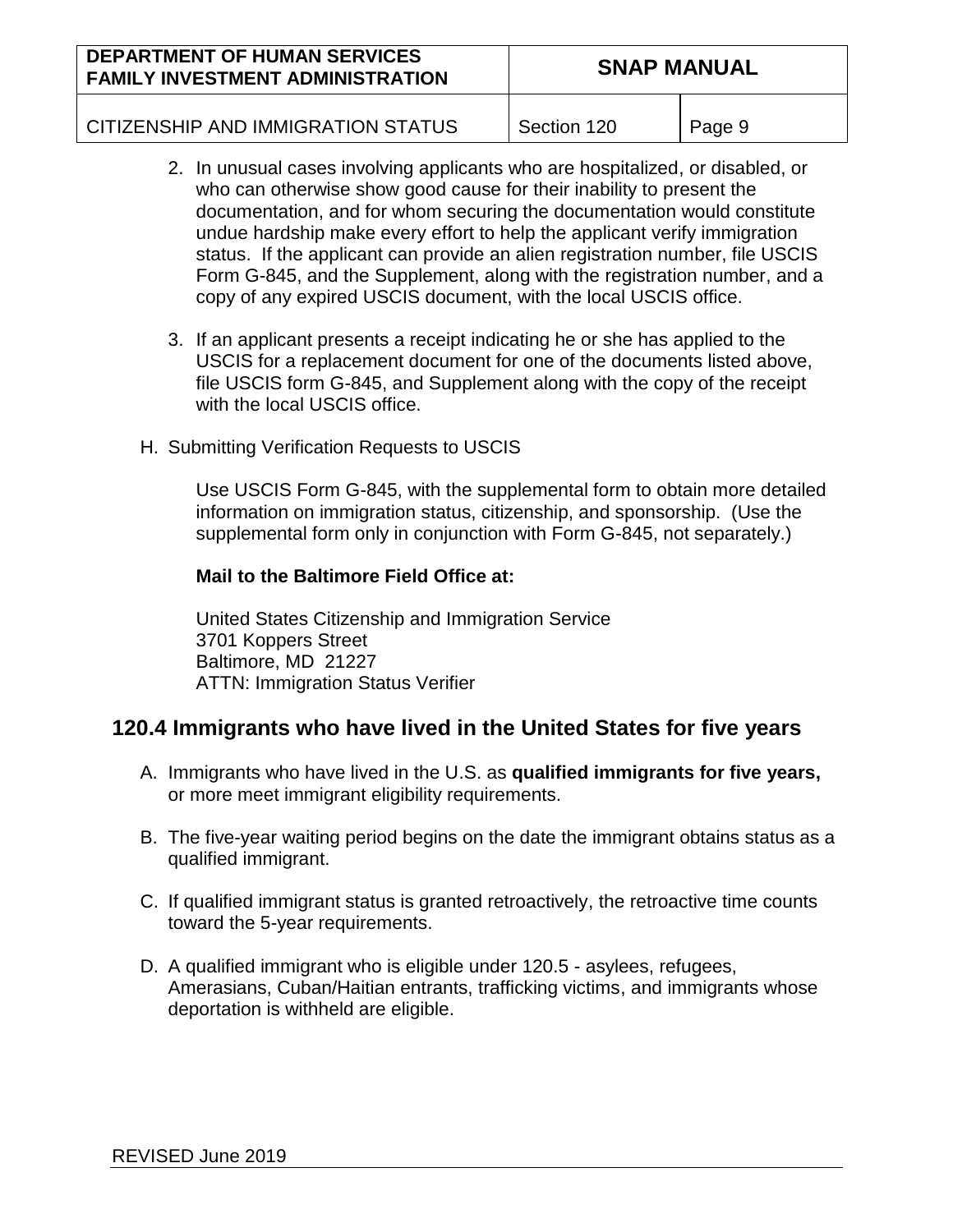2. In unusual cases involving applicants who are hospitalized, or disabled, or who can otherwise show good cause for their inability to present the documentation, and for whom securing the documentation would constitute undue hardship make every effort to help the applicant verify immigration status. If the applicant can provide an alien registration number, file USCIS Form G-845, and the Supplement, along with the registration number, and a copy of any expired USCIS document, with the local USCIS office.

3. If an applicant presents a receipt indicating he or she has applied to the USCIS for a replacement document for one of the documents listed above, file USCIS form G-845, and Supplement along with the copy of the receipt with the local USCIS office.

H. Submitting Verification Requests to USCIS

Use USCIS Form G-845, with the supplemental form to obtain more detailed information on immigration status, citizenship, and sponsorship. (Use the supplemental form only in conjunction with Form G-845, not separately.)

**Mail to the Baltimore Field Office at:**

United States Citizenship and Immigration Service  
3701 Koppers Street  
Baltimore, MD 21227  
ATTN: Immigration Status Verifier

## 120.4 Immigrants who have lived in the United States for five years

A. Immigrants who have lived in the U.S. as **qualified immigrants for five years,** or more meet immigrant eligibility requirements.

B. The five-year waiting period begins on the date the immigrant obtains status as a qualified immigrant.

C. If qualified immigrant status is granted retroactively, the retroactive time counts toward the 5-year requirements.

D. A qualified immigrant who is eligible under 120.5 - asylees, refugees, Amerasians, Cuban/Haitian entrants, trafficking victims, and immigrants whose deportation is withheld are eligible.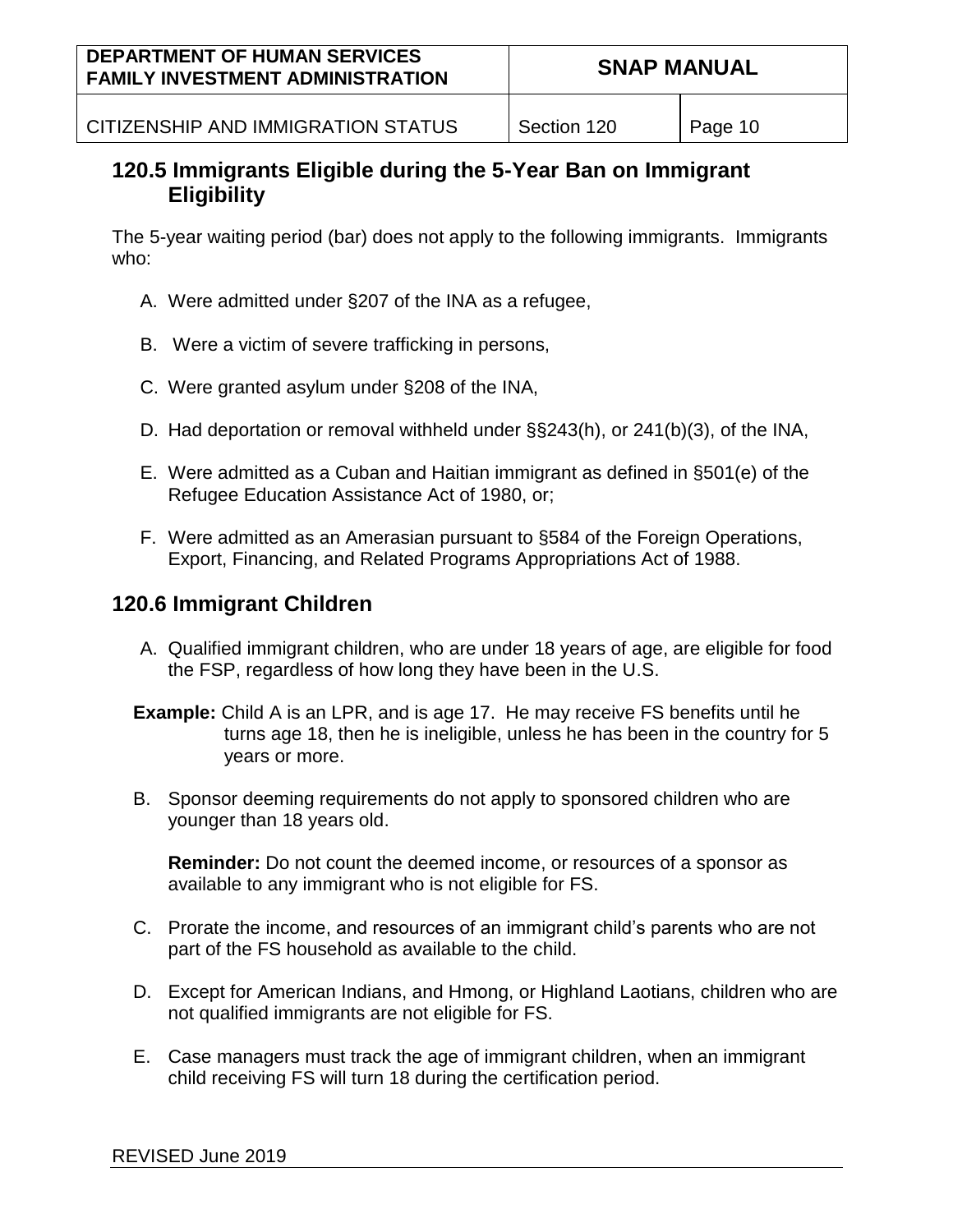## 120.5 Immigrants Eligible during the 5-Year Ban on Immigrant Eligibility

The 5-year waiting period (bar) does not apply to the following immigrants. Immigrants who:

A. Were admitted under §207 of the INA as a refugee,

B. Were a victim of severe trafficking in persons,

C. Were granted asylum under §208 of the INA,

D. Had deportation or removal withheld under §§243(h), or 241(b)(3), of the INA,

E. Were admitted as a Cuban and Haitian immigrant as defined in §501(e) of the Refugee Education Assistance Act of 1980, or;

F. Were admitted as an Amerasian pursuant to §584 of the Foreign Operations, Export, Financing, and Related Programs Appropriations Act of 1988.

## 120.6 Immigrant Children

A. Qualified immigrant children, who are under 18 years of age, are eligible for food the FSP, regardless of how long they have been in the U.S.

**Example:** Child A is an LPR, and is age 17. He may receive FS benefits until he turns age 18, then he is ineligible, unless he has been in the country for 5 years or more.

B. Sponsor deeming requirements do not apply to sponsored children who are younger than 18 years old.

**Reminder:** Do not count the deemed income, or resources of a sponsor as available to any immigrant who is not eligible for FS.

C. Prorate the income, and resources of an immigrant child's parents who are not part of the FS household as available to the child.

D. Except for American Indians, and Hmong, or Highland Laotians, children who are not qualified immigrants are not eligible for FS.

E. Case managers must track the age of immigrant children, when an immigrant child receiving FS will turn 18 during the certification period.

REVISED June 2019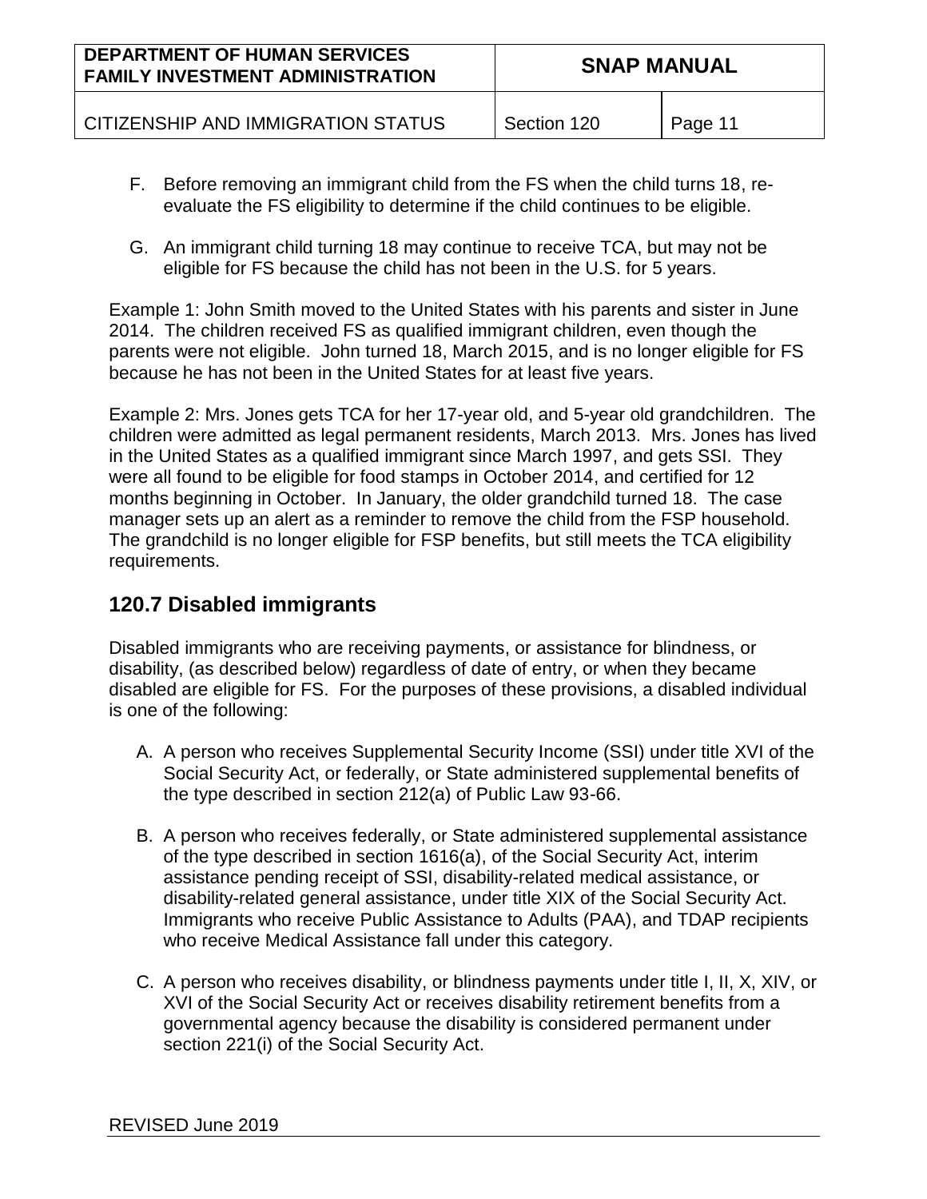F. Before removing an immigrant child from the FS when the child turns 18, re-evaluate the FS eligibility to determine if the child continues to be eligible.

G. An immigrant child turning 18 may continue to receive TCA, but may not be eligible for FS because the child has not been in the U.S. for 5 years.

Example 1: John Smith moved to the United States with his parents and sister in June 2014. The children received FS as qualified immigrant children, even though the parents were not eligible. John turned 18, March 2015, and is no longer eligible for FS because he has not been in the United States for at least five years.

Example 2: Mrs. Jones gets TCA for her 17-year old, and 5-year old grandchildren. The children were admitted as legal permanent residents, March 2013. Mrs. Jones has lived in the United States as a qualified immigrant since March 1997, and gets SSI. They were all found to be eligible for food stamps in October 2014, and certified for 12 months beginning in October. In January, the older grandchild turned 18. The case manager sets up an alert as a reminder to remove the child from the FSP household. The grandchild is no longer eligible for FSP benefits, but still meets the TCA eligibility requirements.

## 120.7 Disabled immigrants

Disabled immigrants who are receiving payments, or assistance for blindness, or disability, (as described below) regardless of date of entry, or when they became disabled are eligible for FS. For the purposes of these provisions, a disabled individual is one of the following:

A. A person who receives Supplemental Security Income (SSI) under title XVI of the Social Security Act, or federally, or State administered supplemental benefits of the type described in section 212(a) of Public Law 93-66.

B. A person who receives federally, or State administered supplemental assistance of the type described in section 1616(a), of the Social Security Act, interim assistance pending receipt of SSI, disability-related medical assistance, or disability-related general assistance, under title XIX of the Social Security Act. Immigrants who receive Public Assistance to Adults (PAA), and TDAP recipients who receive Medical Assistance fall under this category.

C. A person who receives disability, or blindness payments under title I, II, X, XIV, or XVI of the Social Security Act or receives disability retirement benefits from a governmental agency because the disability is considered permanent under section 221(i) of the Social Security Act.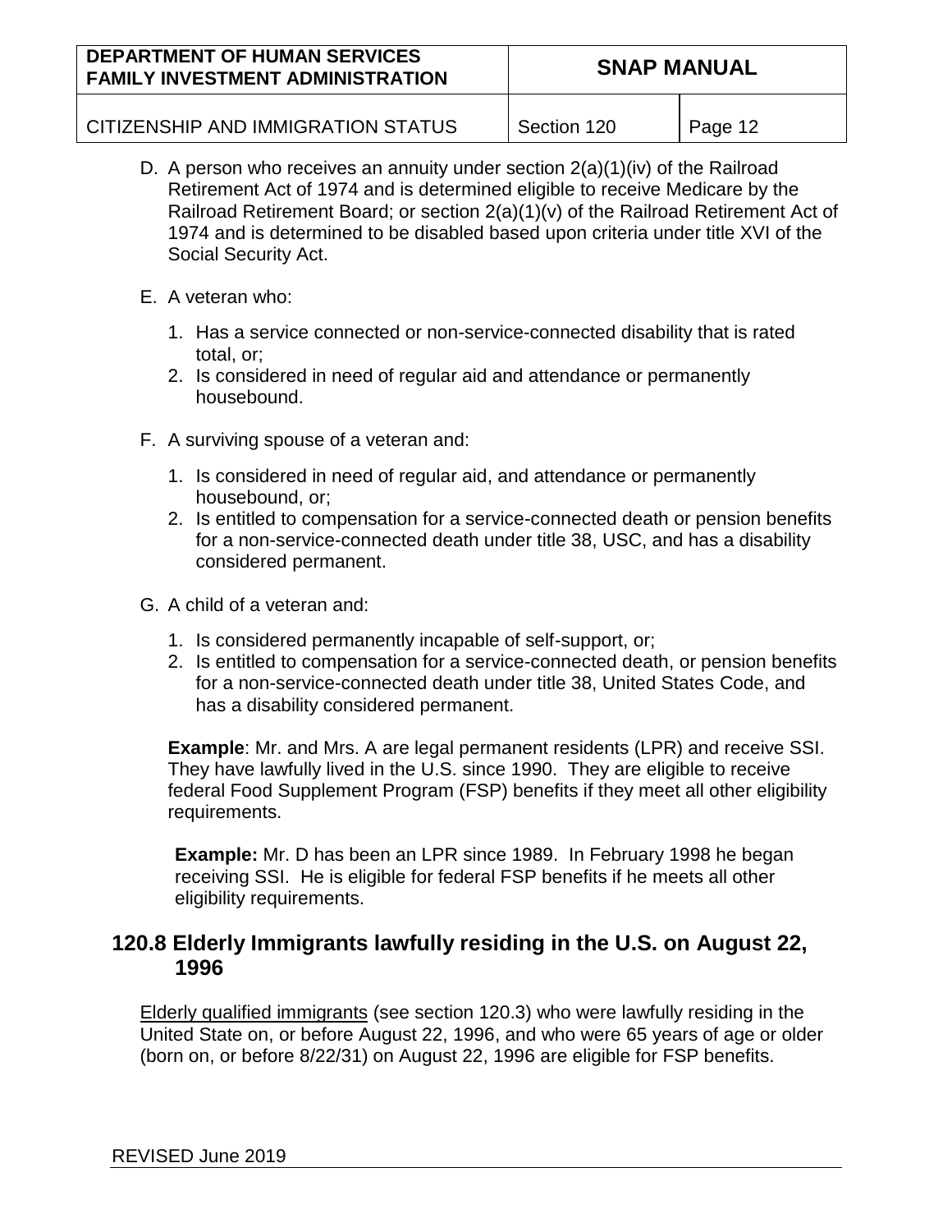D. A person who receives an annuity under section 2(a)(1)(iv) of the Railroad Retirement Act of 1974 and is determined eligible to receive Medicare by the Railroad Retirement Board; or section 2(a)(1)(v) of the Railroad Retirement Act of 1974 and is determined to be disabled based upon criteria under title XVI of the Social Security Act.

E. A veteran who:

1. Has a service connected or non-service-connected disability that is rated total, or;
2. Is considered in need of regular aid and attendance or permanently housebound.

F. A surviving spouse of a veteran and:

1. Is considered in need of regular aid, and attendance or permanently housebound, or;
2. Is entitled to compensation for a service-connected death or pension benefits for a non-service-connected death under title 38, USC, and has a disability considered permanent.

G. A child of a veteran and:

1. Is considered permanently incapable of self-support, or;
2. Is entitled to compensation for a service-connected death, or pension benefits for a non-service-connected death under title 38, United States Code, and has a disability considered permanent.

**Example**: Mr. and Mrs. A are legal permanent residents (LPR) and receive SSI. They have lawfully lived in the U.S. since 1990. They are eligible to receive federal Food Supplement Program (FSP) benefits if they meet all other eligibility requirements.

**Example:** Mr. D has been an LPR since 1989. In February 1998 he began receiving SSI. He is eligible for federal FSP benefits if he meets all other eligibility requirements.

## 120.8 Elderly Immigrants lawfully residing in the U.S. on August 22, 1996

Elderly qualified immigrants (see section 120.3) who were lawfully residing in the United State on, or before August 22, 1996, and who were 65 years of age or older (born on, or before 8/22/31) on August 22, 1996 are eligible for FSP benefits.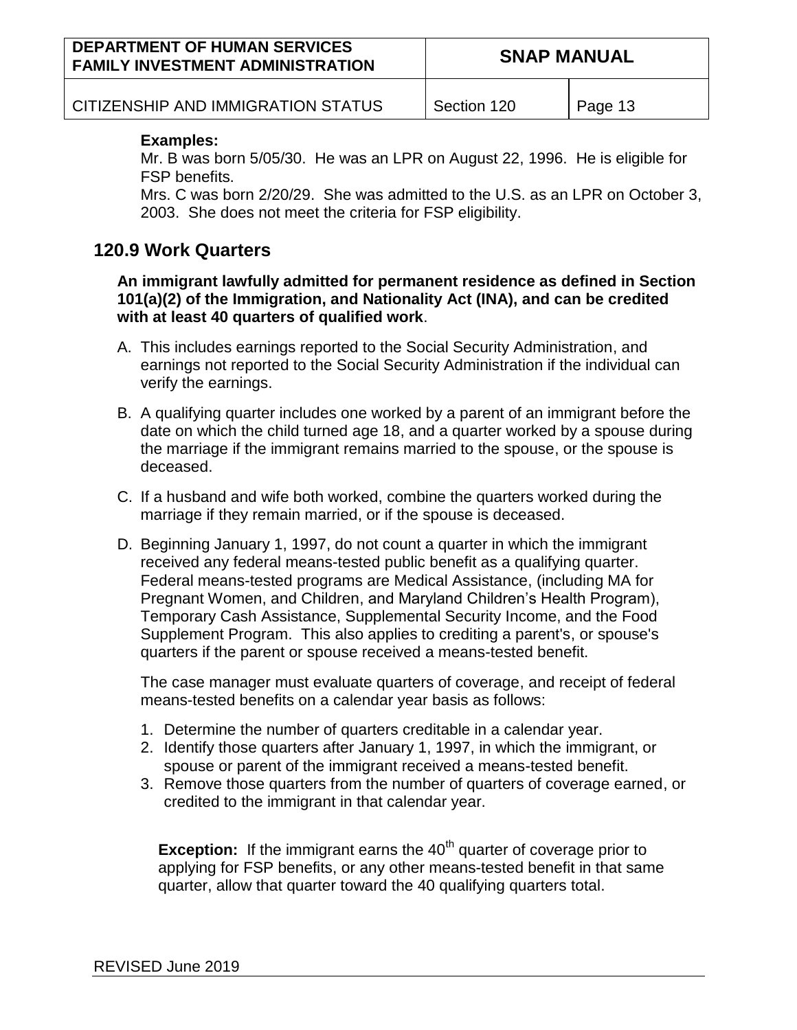**Examples:**

Mr. B was born 5/05/30. He was an LPR on August 22, 1996. He is eligible for FSP benefits.

Mrs. C was born 2/20/29. She was admitted to the U.S. as an LPR on October 3, 2003. She does not meet the criteria for FSP eligibility.

## 120.9 Work Quarters

**An immigrant lawfully admitted for permanent residence as defined in Section 101(a)(2) of the Immigration, and Nationality Act (INA), and can be credited with at least 40 quarters of qualified work**.

A. This includes earnings reported to the Social Security Administration, and earnings not reported to the Social Security Administration if the individual can verify the earnings.

B. A qualifying quarter includes one worked by a parent of an immigrant before the date on which the child turned age 18, and a quarter worked by a spouse during the marriage if the immigrant remains married to the spouse, or the spouse is deceased.

C. If a husband and wife both worked, combine the quarters worked during the marriage if they remain married, or if the spouse is deceased.

D. Beginning January 1, 1997, do not count a quarter in which the immigrant received any federal means-tested public benefit as a qualifying quarter. Federal means-tested programs are Medical Assistance, (including MA for Pregnant Women, and Children, and Maryland Children's Health Program), Temporary Cash Assistance, Supplemental Security Income, and the Food Supplement Program. This also applies to crediting a parent's, or spouse's quarters if the parent or spouse received a means-tested benefit.

   The case manager must evaluate quarters of coverage, and receipt of federal means-tested benefits on a calendar year basis as follows:

   1. Determine the number of quarters creditable in a calendar year.
   2. Identify those quarters after January 1, 1997, in which the immigrant, or spouse or parent of the immigrant received a means-tested benefit.
   3. Remove those quarters from the number of quarters of coverage earned, or credited to the immigrant in that calendar year.

   **Exception:** If the immigrant earns the 40th quarter of coverage prior to applying for FSP benefits, or any other means-tested benefit in that same quarter, allow that quarter toward the 40 qualifying quarters total.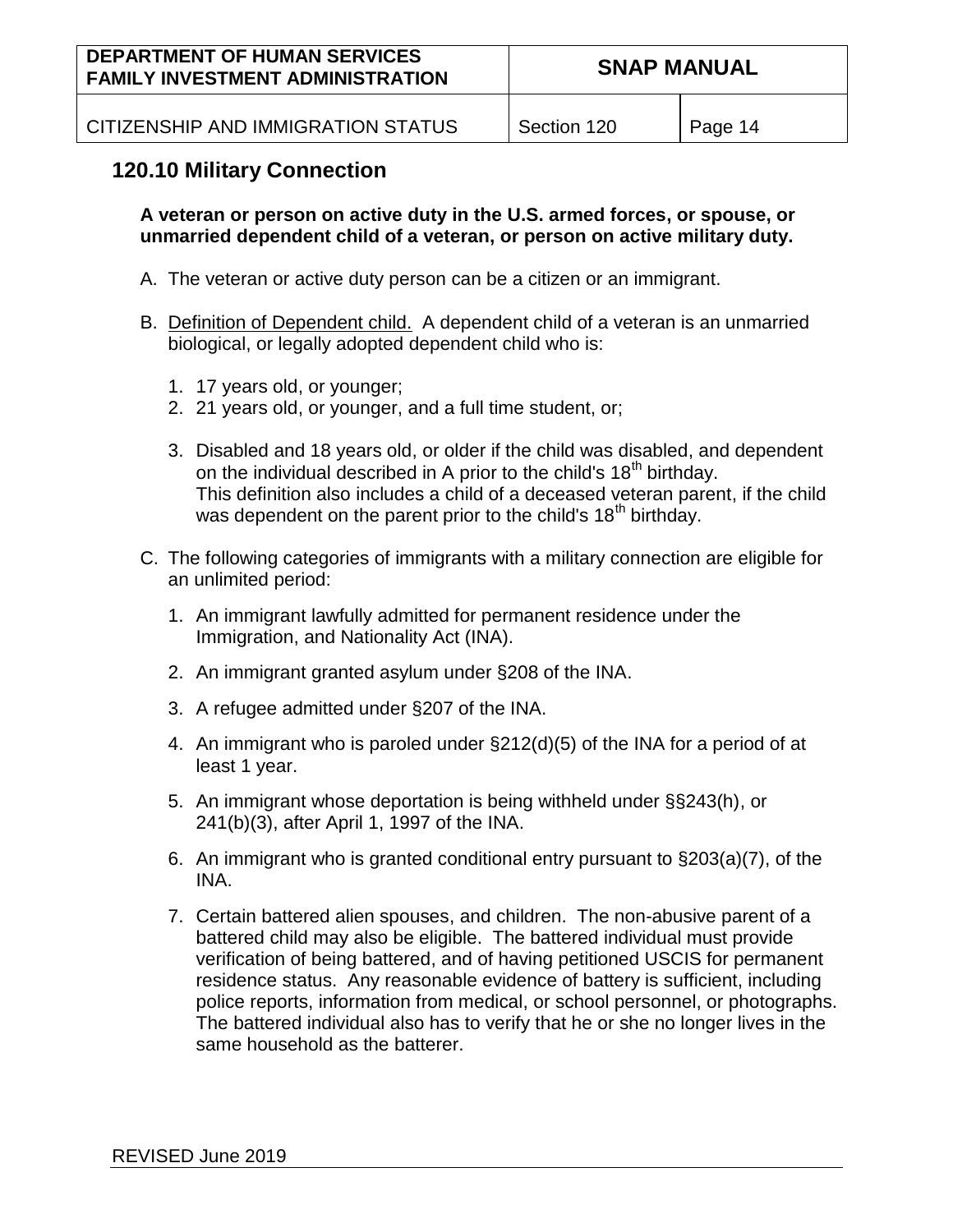## 120.10 Military Connection

**A veteran or person on active duty in the U.S. armed forces, or spouse, or unmarried dependent child of a veteran, or person on active military duty.**

A. The veteran or active duty person can be a citizen or an immigrant.

B. Definition of Dependent child. A dependent child of a veteran is an unmarried biological, or legally adopted dependent child who is:

   1. 17 years old, or younger;
   2. 21 years old, or younger, and a full time student, or;
   3. Disabled and 18 years old, or older if the child was disabled, and dependent on the individual described in A prior to the child's 18th birthday.
      This definition also includes a child of a deceased veteran parent, if the child was dependent on the parent prior to the child's 18th birthday.

C. The following categories of immigrants with a military connection are eligible for an unlimited period:

   1. An immigrant lawfully admitted for permanent residence under the Immigration, and Nationality Act (INA).
   2. An immigrant granted asylum under §208 of the INA.
   3. A refugee admitted under §207 of the INA.
   4. An immigrant who is paroled under §212(d)(5) of the INA for a period of at least 1 year.
   5. An immigrant whose deportation is being withheld under §§243(h), or 241(b)(3), after April 1, 1997 of the INA.
   6. An immigrant who is granted conditional entry pursuant to §203(a)(7), of the INA.
   7. Certain battered alien spouses, and children. The non-abusive parent of a battered child may also be eligible. The battered individual must provide verification of being battered, and of having petitioned USCIS for permanent residence status. Any reasonable evidence of battery is sufficient, including police reports, information from medical, or school personnel, or photographs. The battered individual also has to verify that he or she no longer lives in the same household as the batterer.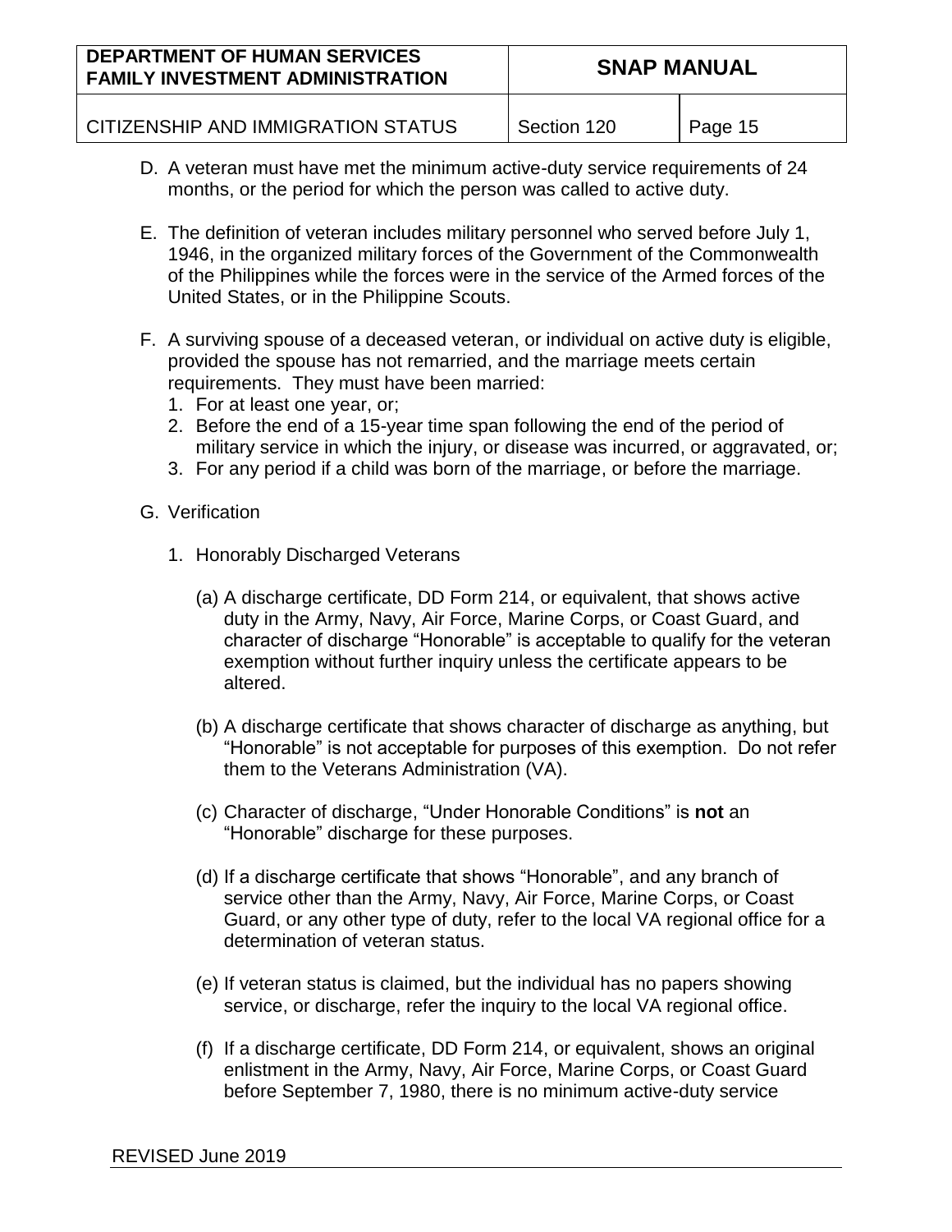D. A veteran must have met the minimum active-duty service requirements of 24 months, or the period for which the person was called to active duty.

E. The definition of veteran includes military personnel who served before July 1, 1946, in the organized military forces of the Government of the Commonwealth of the Philippines while the forces were in the service of the Armed forces of the United States, or in the Philippine Scouts.

F. A surviving spouse of a deceased veteran, or individual on active duty is eligible, provided the spouse has not remarried, and the marriage meets certain requirements. They must have been married:
   1. For at least one year, or;
   2. Before the end of a 15-year time span following the end of the period of military service in which the injury, or disease was incurred, or aggravated, or;
   3. For any period if a child was born of the marriage, or before the marriage.

G. Verification

   1. Honorably Discharged Veterans

      (a) A discharge certificate, DD Form 214, or equivalent, that shows active duty in the Army, Navy, Air Force, Marine Corps, or Coast Guard, and character of discharge "Honorable" is acceptable to qualify for the veteran exemption without further inquiry unless the certificate appears to be altered.

      (b) A discharge certificate that shows character of discharge as anything, but "Honorable" is not acceptable for purposes of this exemption. Do not refer them to the Veterans Administration (VA).

      (c) Character of discharge, "Under Honorable Conditions" is **not** an "Honorable" discharge for these purposes.

      (d) If a discharge certificate that shows "Honorable", and any branch of service other than the Army, Navy, Air Force, Marine Corps, or Coast Guard, or any other type of duty, refer to the local VA regional office for a determination of veteran status.

      (e) If veteran status is claimed, but the individual has no papers showing service, or discharge, refer the inquiry to the local VA regional office.

      (f) If a discharge certificate, DD Form 214, or equivalent, shows an original enlistment in the Army, Navy, Air Force, Marine Corps, or Coast Guard before September 7, 1980, there is no minimum active-duty service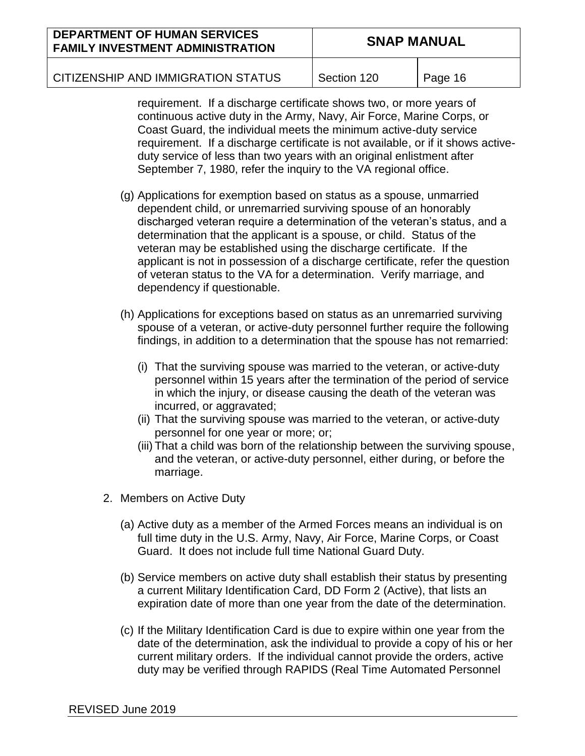requirement. If a discharge certificate shows two, or more years of continuous active duty in the Army, Navy, Air Force, Marine Corps, or Coast Guard, the individual meets the minimum active-duty service requirement. If a discharge certificate is not available, or if it shows active-duty service of less than two years with an original enlistment after September 7, 1980, refer the inquiry to the VA regional office.

(g) Applications for exemption based on status as a spouse, unmarried dependent child, or unremarried surviving spouse of an honorably discharged veteran require a determination of the veteran's status, and a determination that the applicant is a spouse, or child. Status of the veteran may be established using the discharge certificate. If the applicant is not in possession of a discharge certificate, refer the question of veteran status to the VA for a determination. Verify marriage, and dependency if questionable.

(h) Applications for exceptions based on status as an unremarried surviving spouse of a veteran, or active-duty personnel further require the following findings, in addition to a determination that the spouse has not remarried:

   (i) That the surviving spouse was married to the veteran, or active-duty personnel within 15 years after the termination of the period of service in which the injury, or disease causing the death of the veteran was incurred, or aggravated;
   (ii) That the surviving spouse was married to the veteran, or active-duty personnel for one year or more; or;
   (iii) That a child was born of the relationship between the surviving spouse, and the veteran, or active-duty personnel, either during, or before the marriage.

2. Members on Active Duty

   (a) Active duty as a member of the Armed Forces means an individual is on full time duty in the U.S. Army, Navy, Air Force, Marine Corps, or Coast Guard. It does not include full time National Guard Duty.

   (b) Service members on active duty shall establish their status by presenting a current Military Identification Card, DD Form 2 (Active), that lists an expiration date of more than one year from the date of the determination.

   (c) If the Military Identification Card is due to expire within one year from the date of the determination, ask the individual to provide a copy of his or her current military orders. If the individual cannot provide the orders, active duty may be verified through RAPIDS (Real Time Automated Personnel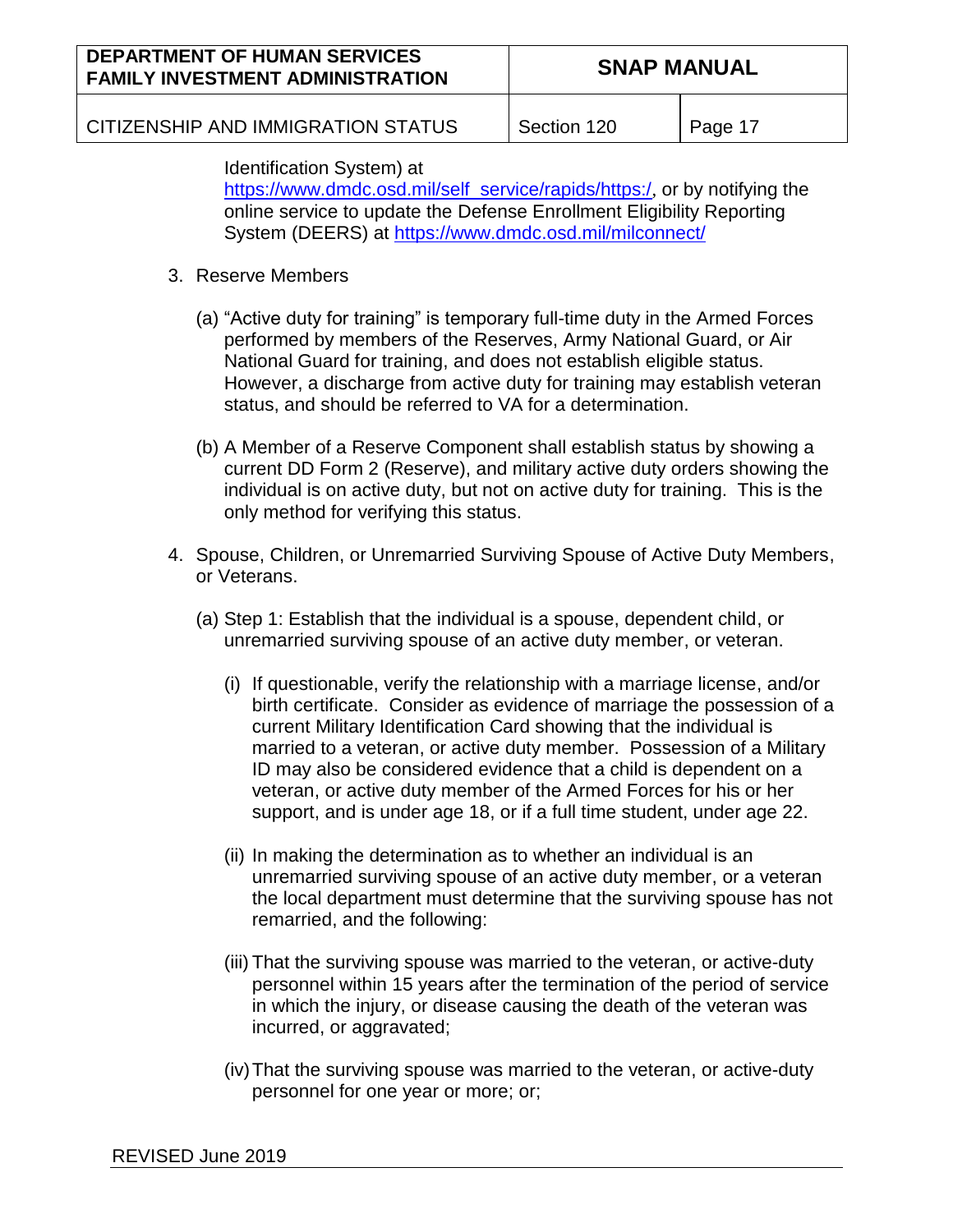Identification System) at [https://www.dmdc.osd.mil/self_service/rapids/https:/](https://www.dmdc.osd.mil/self_service/rapids/https:/), or by notifying the online service to update the Defense Enrollment Eligibility Reporting System (DEERS) at [https://www.dmdc.osd.mil/milconnect/](https://www.dmdc.osd.mil/milconnect/)

3. Reserve Members

   (a) "Active duty for training" is temporary full-time duty in the Armed Forces performed by members of the Reserves, Army National Guard, or Air National Guard for training, and does not establish eligible status. However, a discharge from active duty for training may establish veteran status, and should be referred to VA for a determination.

   (b) A Member of a Reserve Component shall establish status by showing a current DD Form 2 (Reserve), and military active duty orders showing the individual is on active duty, but not on active duty for training. This is the only method for verifying this status.

4. Spouse, Children, or Unremarried Surviving Spouse of Active Duty Members, or Veterans.

   (a) Step 1: Establish that the individual is a spouse, dependent child, or unremarried surviving spouse of an active duty member, or veteran.

      (i) If questionable, verify the relationship with a marriage license, and/or birth certificate. Consider as evidence of marriage the possession of a current Military Identification Card showing that the individual is married to a veteran, or active duty member. Possession of a Military ID may also be considered evidence that a child is dependent on a veteran, or active duty member of the Armed Forces for his or her support, and is under age 18, or if a full time student, under age 22.

      (ii) In making the determination as to whether an individual is an unremarried surviving spouse of an active duty member, or a veteran the local department must determine that the surviving spouse has not remarried, and the following:

      (iii) That the surviving spouse was married to the veteran, or active-duty personnel within 15 years after the termination of the period of service in which the injury, or disease causing the death of the veteran was incurred, or aggravated;

      (iv) That the surviving spouse was married to the veteran, or active-duty personnel for one year or more; or;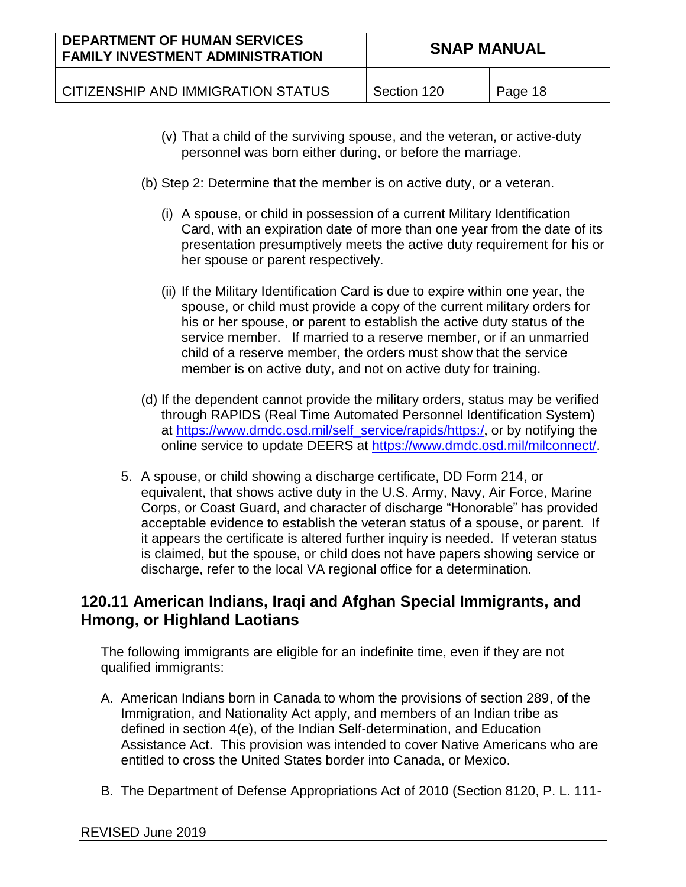(v) That a child of the surviving spouse, and the veteran, or active-duty personnel was born either during, or before the marriage.

(b) Step 2: Determine that the member is on active duty, or a veteran.

(i) A spouse, or child in possession of a current Military Identification Card, with an expiration date of more than one year from the date of its presentation presumptively meets the active duty requirement for his or her spouse or parent respectively.

(ii) If the Military Identification Card is due to expire within one year, the spouse, or child must provide a copy of the current military orders for his or her spouse, or parent to establish the active duty status of the service member. If married to a reserve member, or if an unmarried child of a reserve member, the orders must show that the service member is on active duty, and not on active duty for training.

(d) If the dependent cannot provide the military orders, status may be verified through RAPIDS (Real Time Automated Personnel Identification System) at https://www.dmdc.osd.mil/self_service/rapids/https:/, or by notifying the online service to update DEERS at https://www.dmdc.osd.mil/milconnect/.

5. A spouse, or child showing a discharge certificate, DD Form 214, or equivalent, that shows active duty in the U.S. Army, Navy, Air Force, Marine Corps, or Coast Guard, and character of discharge "Honorable" has provided acceptable evidence to establish the veteran status of a spouse, or parent. If it appears the certificate is altered further inquiry is needed. If veteran status is claimed, but the spouse, or child does not have papers showing service or discharge, refer to the local VA regional office for a determination.

## 120.11 American Indians, Iraqi and Afghan Special Immigrants, and Hmong, or Highland Laotians

The following immigrants are eligible for an indefinite time, even if they are not qualified immigrants:

A. American Indians born in Canada to whom the provisions of section 289, of the Immigration, and Nationality Act apply, and members of an Indian tribe as defined in section 4(e), of the Indian Self-determination, and Education Assistance Act. This provision was intended to cover Native Americans who are entitled to cross the United States border into Canada, or Mexico.

B. The Department of Defense Appropriations Act of 2010 (Section 8120, P. L. 111-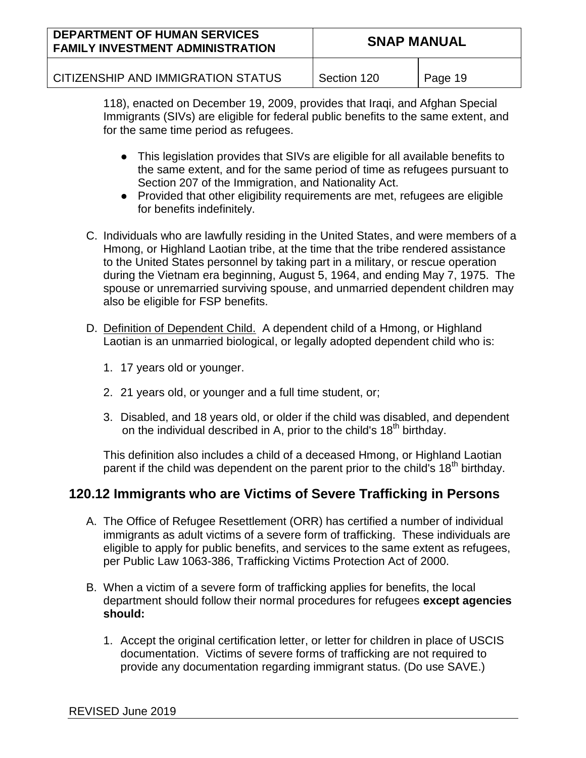118), enacted on December 19, 2009, provides that Iraqi, and Afghan Special Immigrants (SIVs) are eligible for federal public benefits to the same extent, and for the same time period as refugees.

- This legislation provides that SIVs are eligible for all available benefits to the same extent, and for the same period of time as refugees pursuant to Section 207 of the Immigration, and Nationality Act.
- Provided that other eligibility requirements are met, refugees are eligible for benefits indefinitely.

C. Individuals who are lawfully residing in the United States, and were members of a Hmong, or Highland Laotian tribe, at the time that the tribe rendered assistance to the United States personnel by taking part in a military, or rescue operation during the Vietnam era beginning, August 5, 1964, and ending May 7, 1975. The spouse or unremarried surviving spouse, and unmarried dependent children may also be eligible for FSP benefits.

D. Definition of Dependent Child. A dependent child of a Hmong, or Highland Laotian is an unmarried biological, or legally adopted dependent child who is:

1. 17 years old or younger.

2. 21 years old, or younger and a full time student, or;

3. Disabled, and 18 years old, or older if the child was disabled, and dependent on the individual described in A, prior to the child's 18th birthday.

This definition also includes a child of a deceased Hmong, or Highland Laotian parent if the child was dependent on the parent prior to the child's 18th birthday.

## 120.12 Immigrants who are Victims of Severe Trafficking in Persons

A. The Office of Refugee Resettlement (ORR) has certified a number of individual immigrants as adult victims of a severe form of trafficking. These individuals are eligible to apply for public benefits, and services to the same extent as refugees, per Public Law 1063-386, Trafficking Victims Protection Act of 2000.

B. When a victim of a severe form of trafficking applies for benefits, the local department should follow their normal procedures for refugees **except agencies should:**

1. Accept the original certification letter, or letter for children in place of USCIS documentation. Victims of severe forms of trafficking are not required to provide any documentation regarding immigrant status. (Do use SAVE.)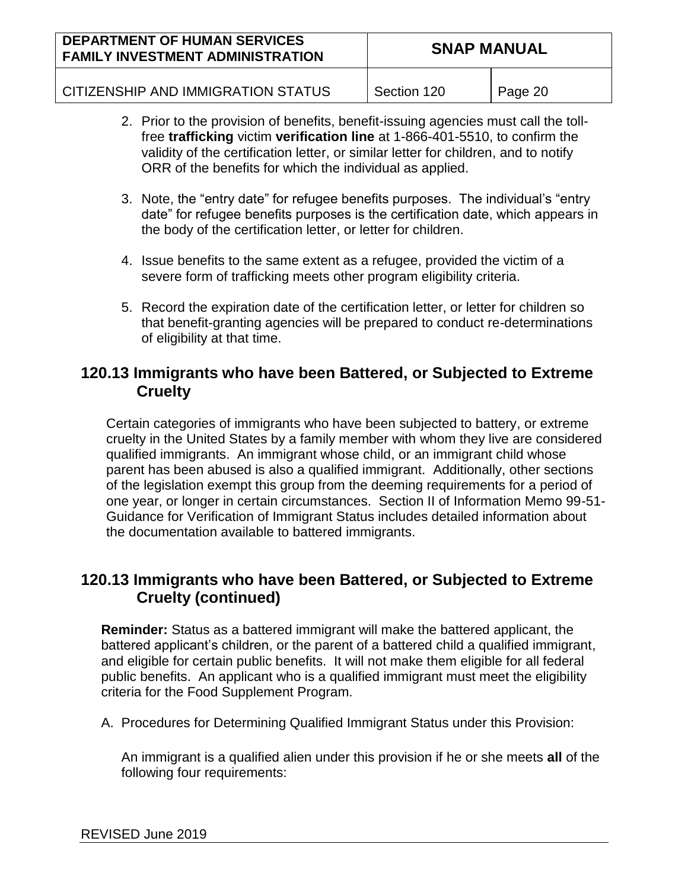2. Prior to the provision of benefits, benefit-issuing agencies must call the toll-free **trafficking** victim **verification line** at 1-866-401-5510, to confirm the validity of the certification letter, or similar letter for children, and to notify ORR of the benefits for which the individual as applied.

3. Note, the "entry date" for refugee benefits purposes. The individual's "entry date" for refugee benefits purposes is the certification date, which appears in the body of the certification letter, or letter for children.

4. Issue benefits to the same extent as a refugee, provided the victim of a severe form of trafficking meets other program eligibility criteria.

5. Record the expiration date of the certification letter, or letter for children so that benefit-granting agencies will be prepared to conduct re-determinations of eligibility at that time.

## 120.13 Immigrants who have been Battered, or Subjected to Extreme Cruelty

Certain categories of immigrants who have been subjected to battery, or extreme cruelty in the United States by a family member with whom they live are considered qualified immigrants. An immigrant whose child, or an immigrant child whose parent has been abused is also a qualified immigrant. Additionally, other sections of the legislation exempt this group from the deeming requirements for a period of one year, or longer in certain circumstances. Section II of Information Memo 99-51-Guidance for Verification of Immigrant Status includes detailed information about the documentation available to battered immigrants.

## 120.13 Immigrants who have been Battered, or Subjected to Extreme Cruelty (continued)

**Reminder:** Status as a battered immigrant will make the battered applicant, the battered applicant's children, or the parent of a battered child a qualified immigrant, and eligible for certain public benefits. It will not make them eligible for all federal public benefits. An applicant who is a qualified immigrant must meet the eligibility criteria for the Food Supplement Program.

A. Procedures for Determining Qualified Immigrant Status under this Provision:

   An immigrant is a qualified alien under this provision if he or she meets **all** of the following four requirements: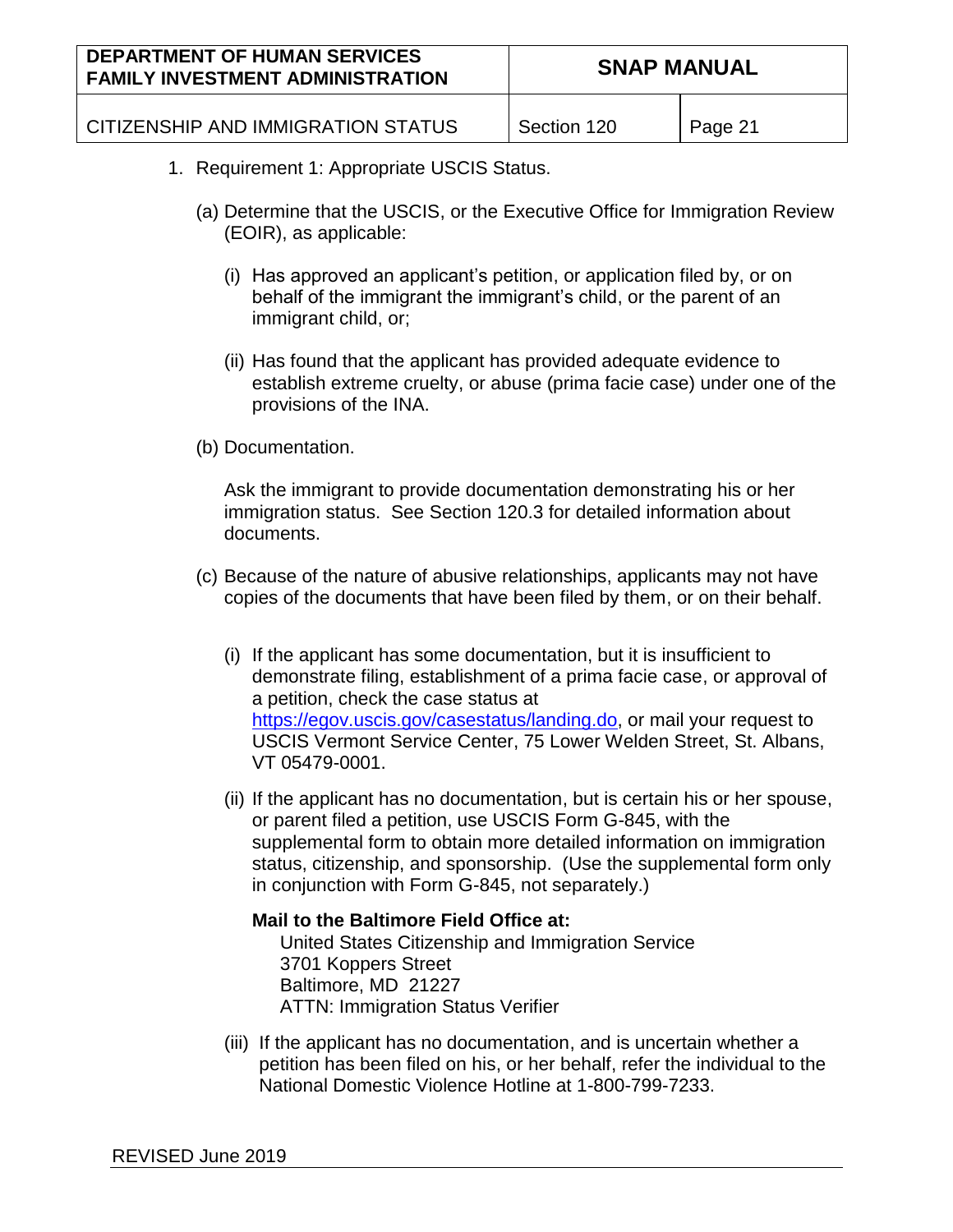1. Requirement 1: Appropriate USCIS Status.

   (a) Determine that the USCIS, or the Executive Office for Immigration Review (EOIR), as applicable:

      (i) Has approved an applicant's petition, or application filed by, or on behalf of the immigrant the immigrant's child, or the parent of an immigrant child, or;

      (ii) Has found that the applicant has provided adequate evidence to establish extreme cruelty, or abuse (prima facie case) under one of the provisions of the INA.

   (b) Documentation.

      Ask the immigrant to provide documentation demonstrating his or her immigration status. See Section 120.3 for detailed information about documents.

   (c) Because of the nature of abusive relationships, applicants may not have copies of the documents that have been filed by them, or on their behalf.

      (i) If the applicant has some documentation, but it is insufficient to demonstrate filing, establishment of a prima facie case, or approval of a petition, check the case status at [https://egov.uscis.gov/casestatus/landing.do](https://egov.uscis.gov/casestatus/landing.do), or mail your request to USCIS Vermont Service Center, 75 Lower Welden Street, St. Albans, VT 05479-0001.

      (ii) If the applicant has no documentation, but is certain his or her spouse, or parent filed a petition, use USCIS Form G-845, with the supplemental form to obtain more detailed information on immigration status, citizenship, and sponsorship. (Use the supplemental form only in conjunction with Form G-845, not separately.)

      **Mail to the Baltimore Field Office at:**
      United States Citizenship and Immigration Service
      3701 Koppers Street
      Baltimore, MD 21227
      ATTN: Immigration Status Verifier

      (iii) If the applicant has no documentation, and is uncertain whether a petition has been filed on his, or her behalf, refer the individual to the National Domestic Violence Hotline at 1-800-799-7233.

REVISED June 2019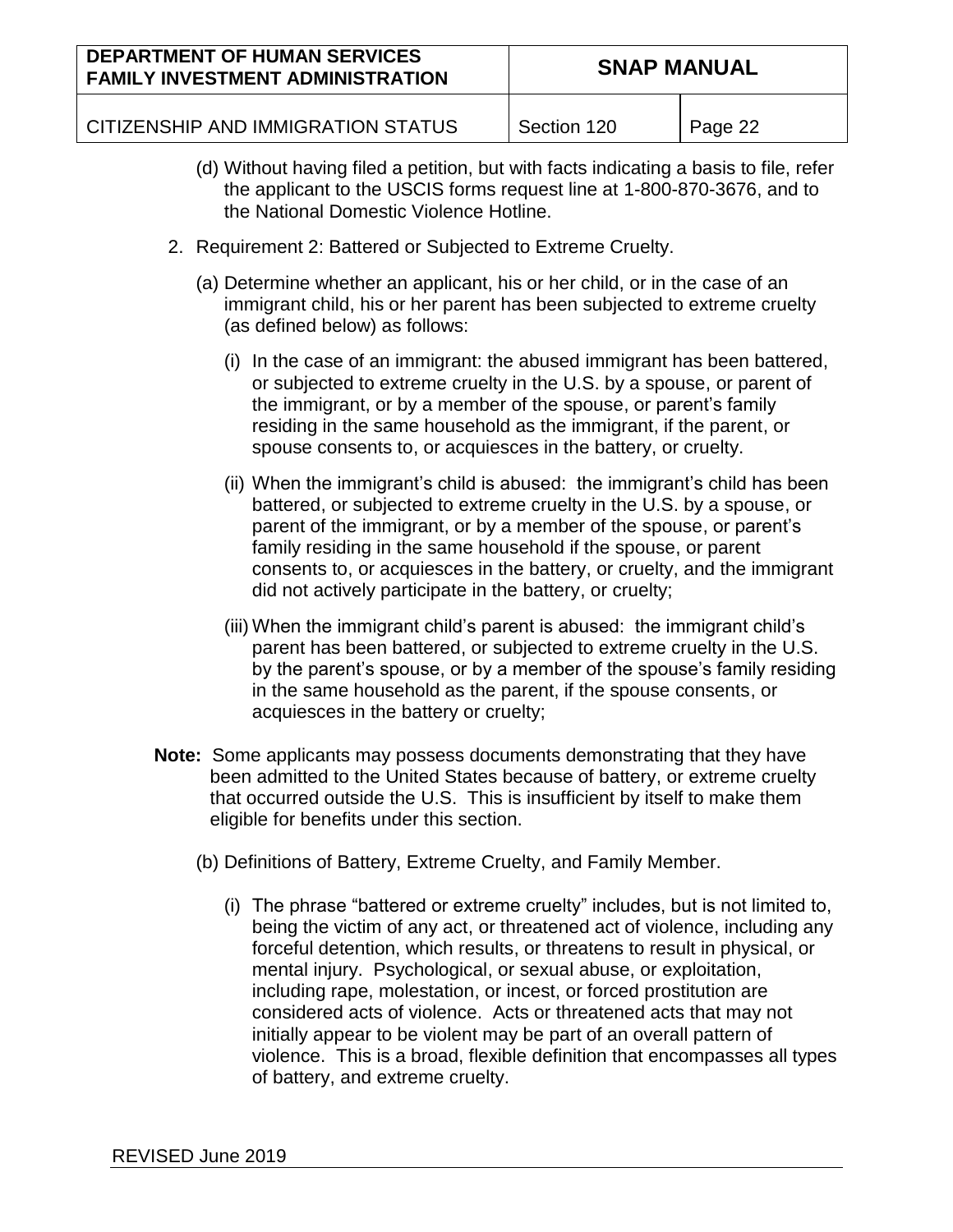(d) Without having filed a petition, but with facts indicating a basis to file, refer the applicant to the USCIS forms request line at 1-800-870-3676, and to the National Domestic Violence Hotline.

2. Requirement 2: Battered or Subjected to Extreme Cruelty.

   (a) Determine whether an applicant, his or her child, or in the case of an immigrant child, his or her parent has been subjected to extreme cruelty (as defined below) as follows:

      (i) In the case of an immigrant: the abused immigrant has been battered, or subjected to extreme cruelty in the U.S. by a spouse, or parent of the immigrant, or by a member of the spouse, or parent's family residing in the same household as the immigrant, if the parent, or spouse consents to, or acquiesces in the battery, or cruelty.

      (ii) When the immigrant's child is abused: the immigrant's child has been battered, or subjected to extreme cruelty in the U.S. by a spouse, or parent of the immigrant, or by a member of the spouse, or parent's family residing in the same household if the spouse, or parent consents to, or acquiesces in the battery, or cruelty, and the immigrant did not actively participate in the battery, or cruelty;

      (iii) When the immigrant child's parent is abused: the immigrant child's parent has been battered, or subjected to extreme cruelty in the U.S. by the parent's spouse, or by a member of the spouse's family residing in the same household as the parent, if the spouse consents, or acquiesces in the battery or cruelty;

**Note:** Some applicants may possess documents demonstrating that they have been admitted to the United States because of battery, or extreme cruelty that occurred outside the U.S. This is insufficient by itself to make them eligible for benefits under this section.

   (b) Definitions of Battery, Extreme Cruelty, and Family Member.

      (i) The phrase "battered or extreme cruelty" includes, but is not limited to, being the victim of any act, or threatened act of violence, including any forceful detention, which results, or threatens to result in physical, or mental injury. Psychological, or sexual abuse, or exploitation, including rape, molestation, or incest, or forced prostitution are considered acts of violence. Acts or threatened acts that may not initially appear to be violent may be part of an overall pattern of violence. This is a broad, flexible definition that encompasses all types of battery, and extreme cruelty.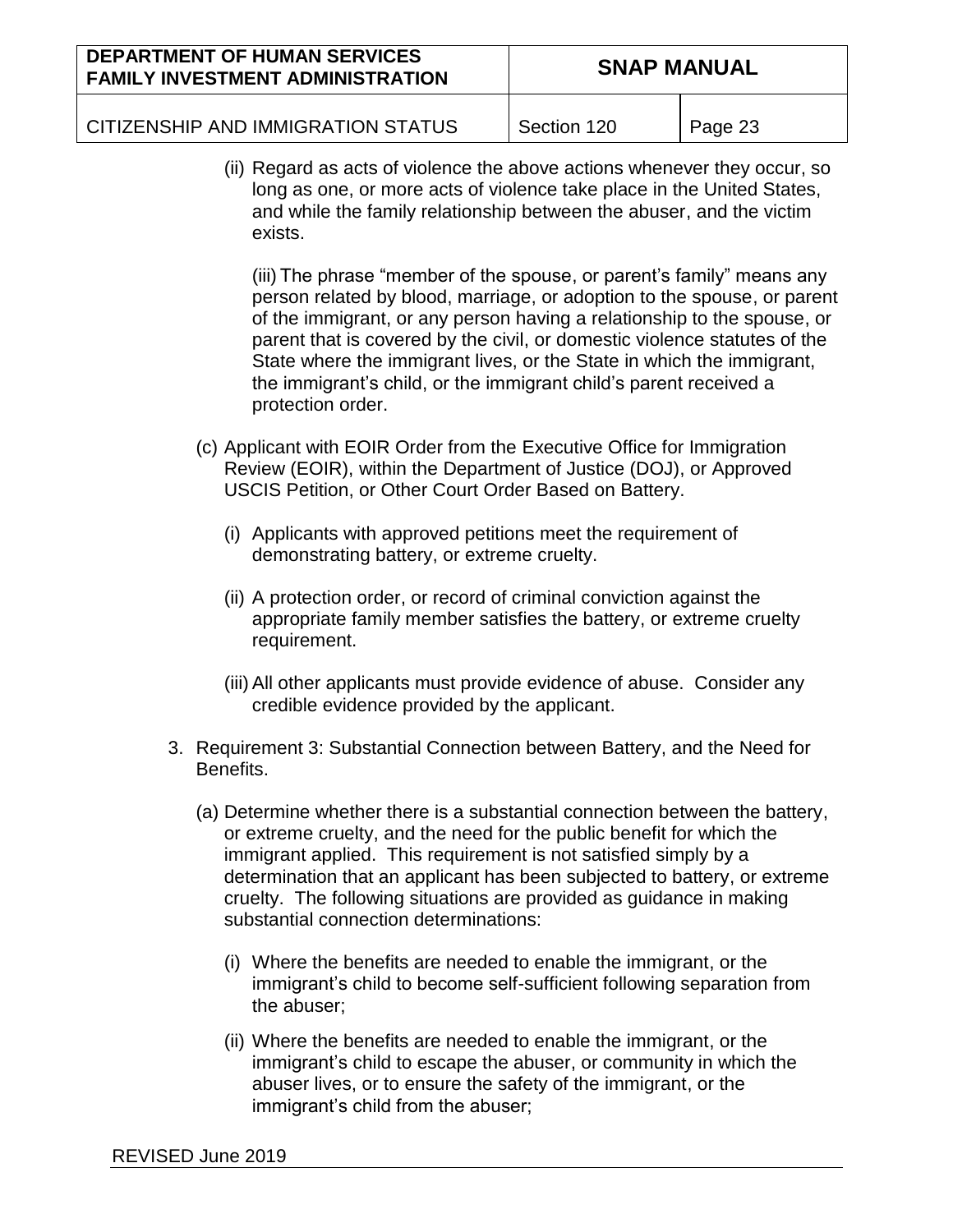(ii) Regard as acts of violence the above actions whenever they occur, so long as one, or more acts of violence take place in the United States, and while the family relationship between the abuser, and the victim exists.

(iii) The phrase "member of the spouse, or parent's family" means any person related by blood, marriage, or adoption to the spouse, or parent of the immigrant, or any person having a relationship to the spouse, or parent that is covered by the civil, or domestic violence statutes of the State where the immigrant lives, or the State in which the immigrant, the immigrant's child, or the immigrant child's parent received a protection order.

(c) Applicant with EOIR Order from the Executive Office for Immigration Review (EOIR), within the Department of Justice (DOJ), or Approved USCIS Petition, or Other Court Order Based on Battery.

(i) Applicants with approved petitions meet the requirement of demonstrating battery, or extreme cruelty.

(ii) A protection order, or record of criminal conviction against the appropriate family member satisfies the battery, or extreme cruelty requirement.

(iii) All other applicants must provide evidence of abuse. Consider any credible evidence provided by the applicant.

3. Requirement 3: Substantial Connection between Battery, and the Need for Benefits.

(a) Determine whether there is a substantial connection between the battery, or extreme cruelty, and the need for the public benefit for which the immigrant applied. This requirement is not satisfied simply by a determination that an applicant has been subjected to battery, or extreme cruelty. The following situations are provided as guidance in making substantial connection determinations:

(i) Where the benefits are needed to enable the immigrant, or the immigrant's child to become self-sufficient following separation from the abuser;

(ii) Where the benefits are needed to enable the immigrant, or the immigrant's child to escape the abuser, or community in which the abuser lives, or to ensure the safety of the immigrant, or the immigrant's child from the abuser;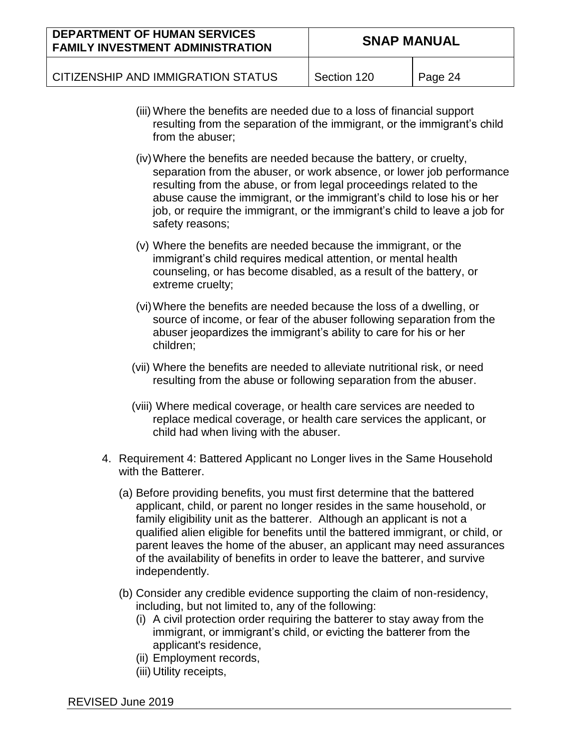(iii) Where the benefits are needed due to a loss of financial support resulting from the separation of the immigrant, or the immigrant's child from the abuser;

(iv) Where the benefits are needed because the battery, or cruelty, separation from the abuser, or work absence, or lower job performance resulting from the abuse, or from legal proceedings related to the abuse cause the immigrant, or the immigrant's child to lose his or her job, or require the immigrant, or the immigrant's child to leave a job for safety reasons;

(v) Where the benefits are needed because the immigrant, or the immigrant's child requires medical attention, or mental health counseling, or has become disabled, as a result of the battery, or extreme cruelty;

(vi) Where the benefits are needed because the loss of a dwelling, or source of income, or fear of the abuser following separation from the abuser jeopardizes the immigrant's ability to care for his or her children;

(vii) Where the benefits are needed to alleviate nutritional risk, or need resulting from the abuse or following separation from the abuser.

(viii) Where medical coverage, or health care services are needed to replace medical coverage, or health care services the applicant, or child had when living with the abuser.

4. Requirement 4: Battered Applicant no Longer lives in the Same Household with the Batterer.

   (a) Before providing benefits, you must first determine that the battered applicant, child, or parent no longer resides in the same household, or family eligibility unit as the batterer. Although an applicant is not a qualified alien eligible for benefits until the battered immigrant, or child, or parent leaves the home of the abuser, an applicant may need assurances of the availability of benefits in order to leave the batterer, and survive independently.

   (b) Consider any credible evidence supporting the claim of non-residency, including, but not limited to, any of the following:
      (i) A civil protection order requiring the batterer to stay away from the immigrant, or immigrant's child, or evicting the batterer from the applicant's residence,
      (ii) Employment records,
      (iii) Utility receipts,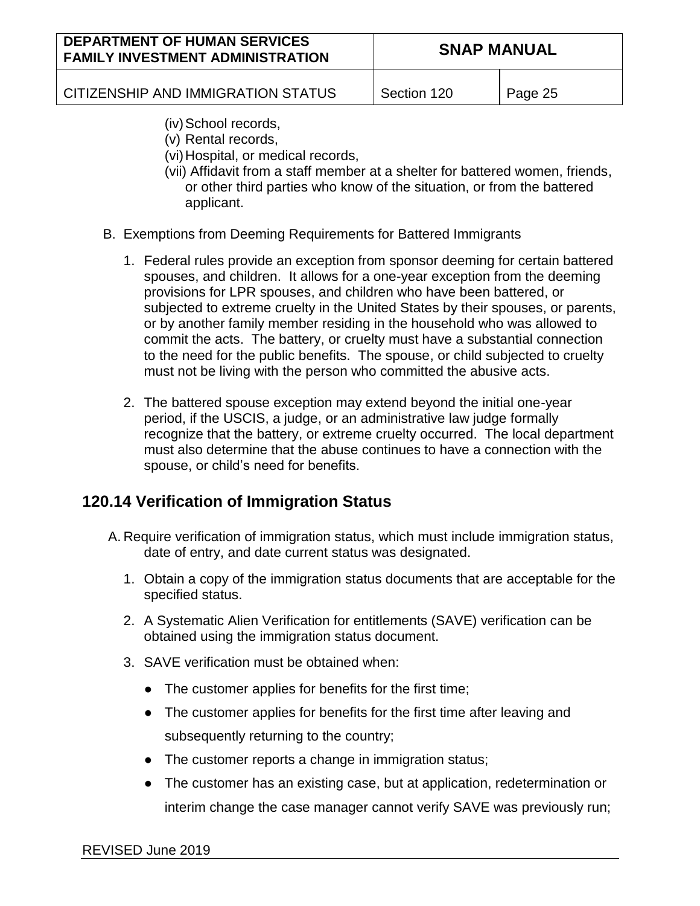(iv) School records,
(v) Rental records,
(vi) Hospital, or medical records,
(vii) Affidavit from a staff member at a shelter for battered women, friends, or other third parties who know of the situation, or from the battered applicant.

B. Exemptions from Deeming Requirements for Battered Immigrants

1. Federal rules provide an exception from sponsor deeming for certain battered spouses, and children. It allows for a one-year exception from the deeming provisions for LPR spouses, and children who have been battered, or subjected to extreme cruelty in the United States by their spouses, or parents, or by another family member residing in the household who was allowed to commit the acts. The battery, or cruelty must have a substantial connection to the need for the public benefits. The spouse, or child subjected to cruelty must not be living with the person who committed the abusive acts.

2. The battered spouse exception may extend beyond the initial one-year period, if the USCIS, a judge, or an administrative law judge formally recognize that the battery, or extreme cruelty occurred. The local department must also determine that the abuse continues to have a connection with the spouse, or child's need for benefits.

## 120.14 Verification of Immigration Status

A. Require verification of immigration status, which must include immigration status, date of entry, and date current status was designated.

1. Obtain a copy of the immigration status documents that are acceptable for the specified status.

2. A Systematic Alien Verification for entitlements (SAVE) verification can be obtained using the immigration status document.

3. SAVE verification must be obtained when:

   - The customer applies for benefits for the first time;
   - The customer applies for benefits for the first time after leaving and subsequently returning to the country;
   - The customer reports a change in immigration status;
   - The customer has an existing case, but at application, redetermination or interim change the case manager cannot verify SAVE was previously run;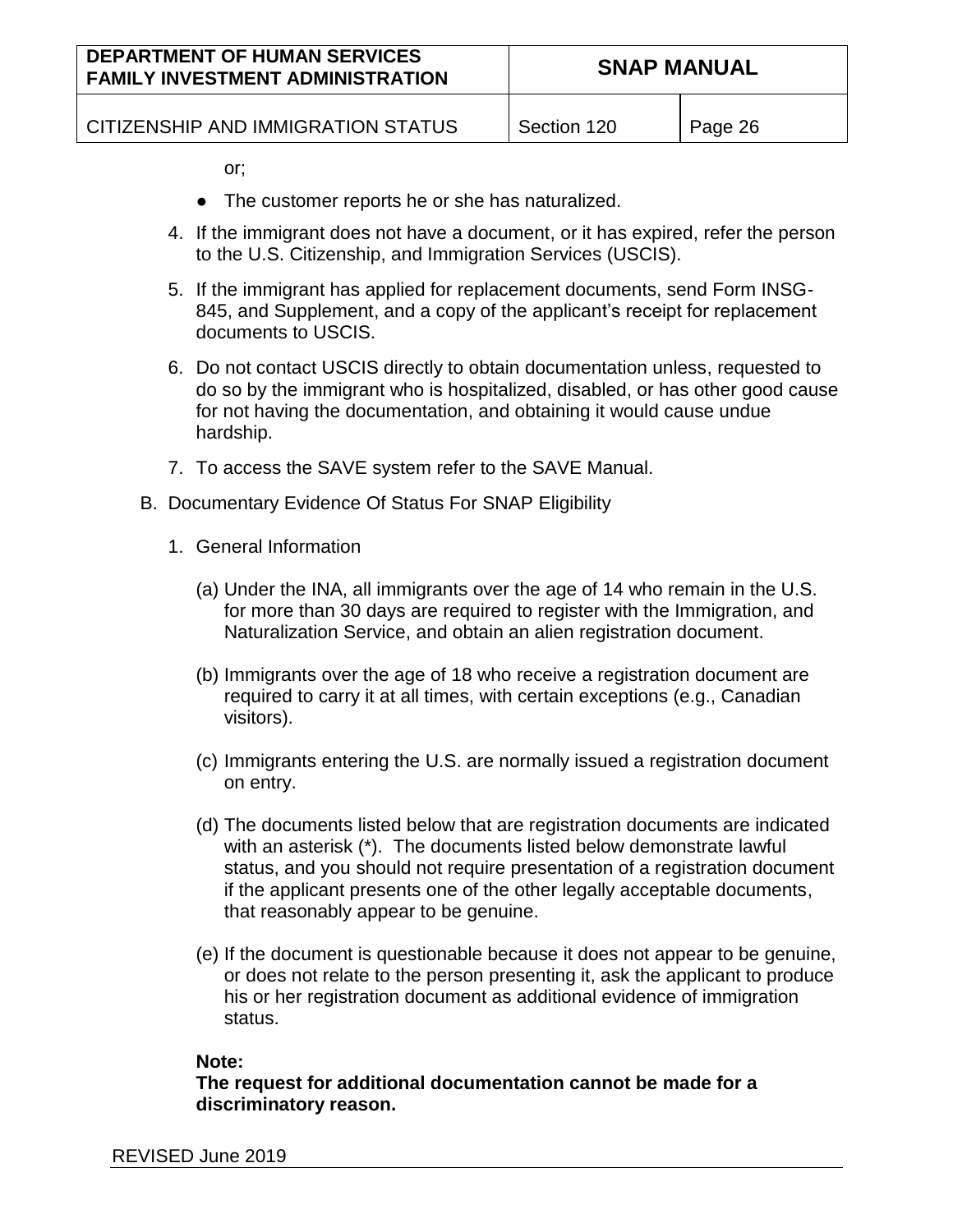or;

- The customer reports he or she has naturalized.

4. If the immigrant does not have a document, or it has expired, refer the person to the U.S. Citizenship, and Immigration Services (USCIS).

5. If the immigrant has applied for replacement documents, send Form INSG-845, and Supplement, and a copy of the applicant's receipt for replacement documents to USCIS.

6. Do not contact USCIS directly to obtain documentation unless, requested to do so by the immigrant who is hospitalized, disabled, or has other good cause for not having the documentation, and obtaining it would cause undue hardship.

7. To access the SAVE system refer to the SAVE Manual.

B. Documentary Evidence Of Status For SNAP Eligibility

1. General Information

(a) Under the INA, all immigrants over the age of 14 who remain in the U.S. for more than 30 days are required to register with the Immigration, and Naturalization Service, and obtain an alien registration document.

(b) Immigrants over the age of 18 who receive a registration document are required to carry it at all times, with certain exceptions (e.g., Canadian visitors).

(c) Immigrants entering the U.S. are normally issued a registration document on entry.

(d) The documents listed below that are registration documents are indicated with an asterisk (*). The documents listed below demonstrate lawful status, and you should not require presentation of a registration document if the applicant presents one of the other legally acceptable documents, that reasonably appear to be genuine.

(e) If the document is questionable because it does not appear to be genuine, or does not relate to the person presenting it, ask the applicant to produce his or her registration document as additional evidence of immigration status.

**Note:**
**The request for additional documentation cannot be made for a discriminatory reason.**

REVISED June 2019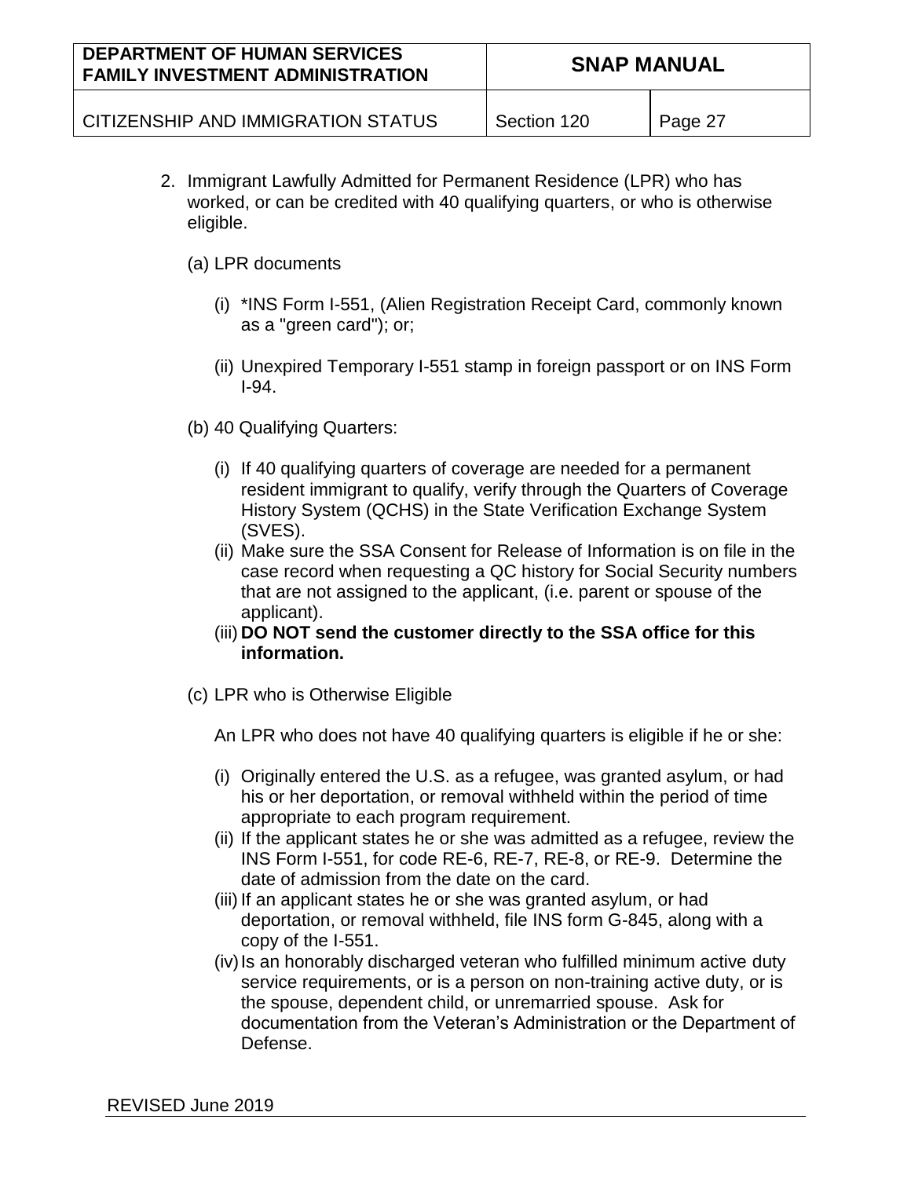2. Immigrant Lawfully Admitted for Permanent Residence (LPR) who has worked, or can be credited with 40 qualifying quarters, or who is otherwise eligible.

   (a) LPR documents

      (i) *INS Form I-551, (Alien Registration Receipt Card, commonly known as a "green card"); or;

      (ii) Unexpired Temporary I-551 stamp in foreign passport or on INS Form I-94.

   (b) 40 Qualifying Quarters:

      (i) If 40 qualifying quarters of coverage are needed for a permanent resident immigrant to qualify, verify through the Quarters of Coverage History System (QCHS) in the State Verification Exchange System (SVES).
      (ii) Make sure the SSA Consent for Release of Information is on file in the case record when requesting a QC history for Social Security numbers that are not assigned to the applicant, (i.e. parent or spouse of the applicant).
      (iii) **DO NOT send the customer directly to the SSA office for this information.**

   (c) LPR who is Otherwise Eligible

      An LPR who does not have 40 qualifying quarters is eligible if he or she:

      (i) Originally entered the U.S. as a refugee, was granted asylum, or had his or her deportation, or removal withheld within the period of time appropriate to each program requirement.
      (ii) If the applicant states he or she was admitted as a refugee, review the INS Form I-551, for code RE-6, RE-7, RE-8, or RE-9. Determine the date of admission from the date on the card.
      (iii) If an applicant states he or she was granted asylum, or had deportation, or removal withheld, file INS form G-845, along with a copy of the I-551.
      (iv) Is an honorably discharged veteran who fulfilled minimum active duty service requirements, or is a person on non-training active duty, or is the spouse, dependent child, or unremarried spouse. Ask for documentation from the Veteran's Administration or the Department of Defense.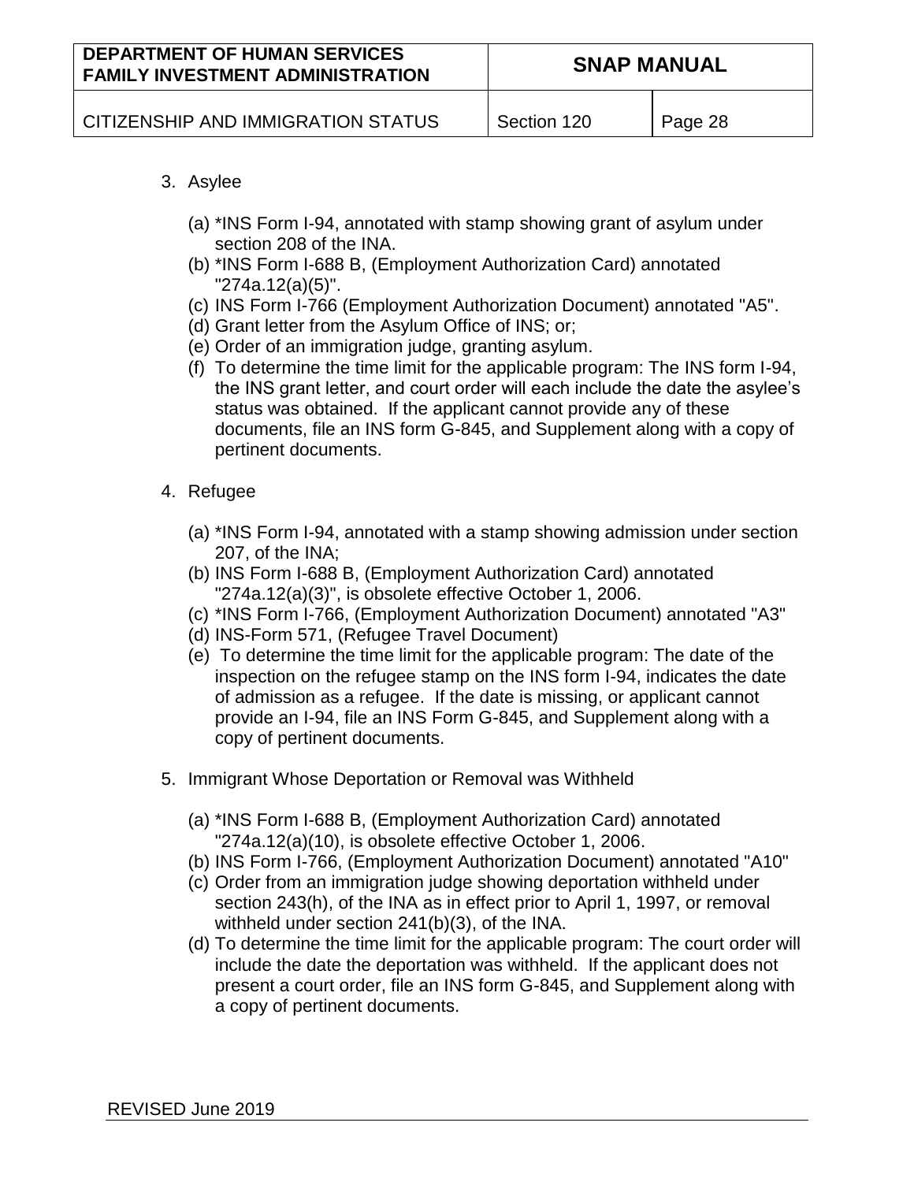3. Asylee

   (a) *INS Form I-94, annotated with stamp showing grant of asylum under section 208 of the INA.
   (b) *INS Form I-688 B, (Employment Authorization Card) annotated "274a.12(a)(5)".
   (c) INS Form I-766 (Employment Authorization Document) annotated "A5".
   (d) Grant letter from the Asylum Office of INS; or;
   (e) Order of an immigration judge, granting asylum.
   (f) To determine the time limit for the applicable program: The INS form I-94, the INS grant letter, and court order will each include the date the asylee's status was obtained. If the applicant cannot provide any of these documents, file an INS form G-845, and Supplement along with a copy of pertinent documents.

4. Refugee

   (a) *INS Form I-94, annotated with a stamp showing admission under section 207, of the INA;
   (b) INS Form I-688 B, (Employment Authorization Card) annotated "274a.12(a)(3)", is obsolete effective October 1, 2006.
   (c) *INS Form I-766, (Employment Authorization Document) annotated "A3"
   (d) INS-Form 571, (Refugee Travel Document)
   (e) To determine the time limit for the applicable program: The date of the inspection on the refugee stamp on the INS form I-94, indicates the date of admission as a refugee. If the date is missing, or applicant cannot provide an I-94, file an INS Form G-845, and Supplement along with a copy of pertinent documents.

5. Immigrant Whose Deportation or Removal was Withheld

   (a) *INS Form I-688 B, (Employment Authorization Card) annotated "274a.12(a)(10), is obsolete effective October 1, 2006.
   (b) INS Form I-766, (Employment Authorization Document) annotated "A10"
   (c) Order from an immigration judge showing deportation withheld under section 243(h), of the INA as in effect prior to April 1, 1997, or removal withheld under section 241(b)(3), of the INA.
   (d) To determine the time limit for the applicable program: The court order will include the date the deportation was withheld. If the applicant does not present a court order, file an INS form G-845, and Supplement along with a copy of pertinent documents.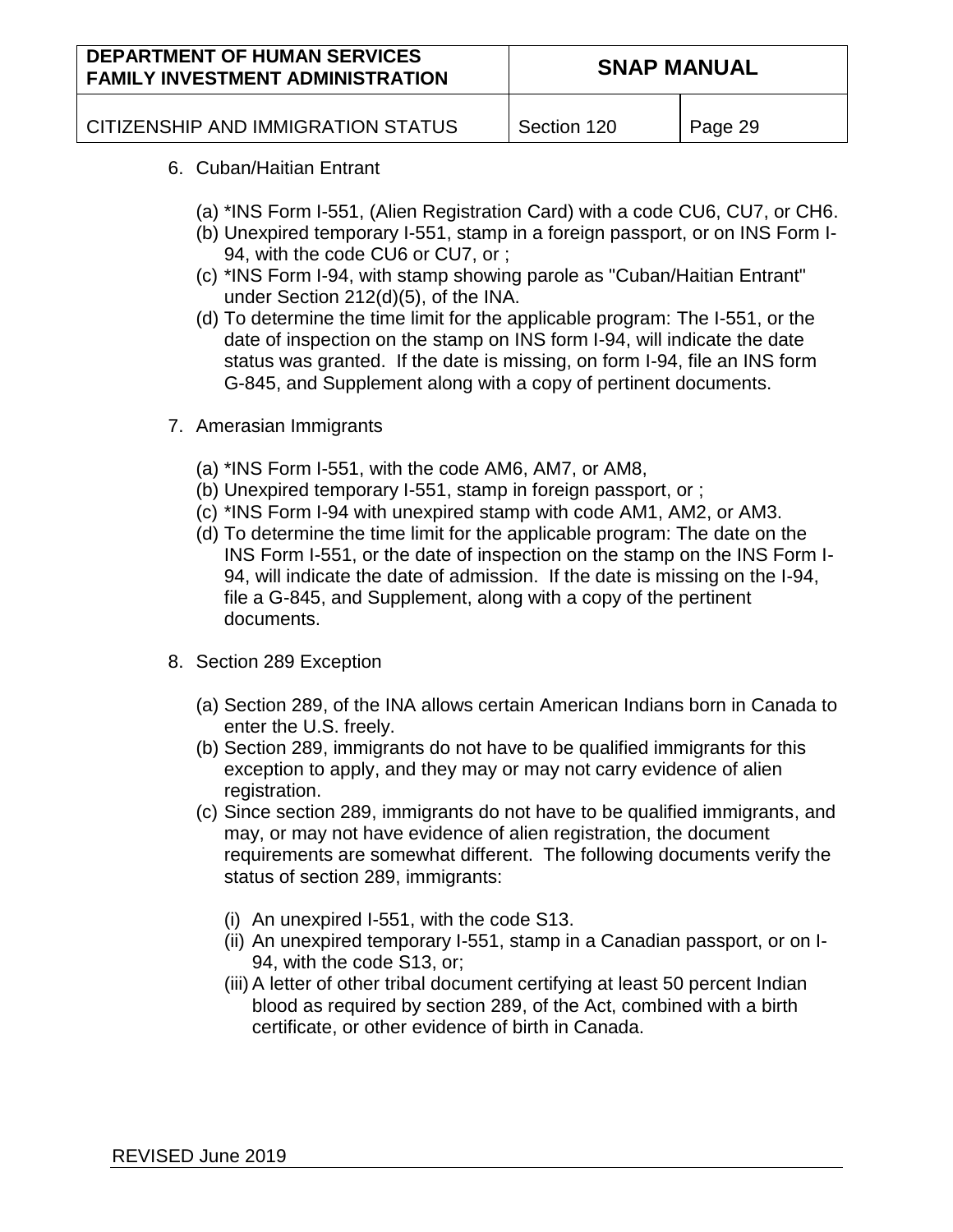6. Cuban/Haitian Entrant

   (a) *INS Form I-551, (Alien Registration Card) with a code CU6, CU7, or CH6.
   (b) Unexpired temporary I-551, stamp in a foreign passport, or on INS Form I-94, with the code CU6 or CU7, or ;
   (c) *INS Form I-94, with stamp showing parole as "Cuban/Haitian Entrant" under Section 212(d)(5), of the INA.
   (d) To determine the time limit for the applicable program: The I-551, or the date of inspection on the stamp on INS form I-94, will indicate the date status was granted. If the date is missing, on form I-94, file an INS form G-845, and Supplement along with a copy of pertinent documents.

7. Amerasian Immigrants

   (a) *INS Form I-551, with the code AM6, AM7, or AM8,
   (b) Unexpired temporary I-551, stamp in foreign passport, or ;
   (c) *INS Form I-94 with unexpired stamp with code AM1, AM2, or AM3.
   (d) To determine the time limit for the applicable program: The date on the INS Form I-551, or the date of inspection on the stamp on the INS Form I-94, will indicate the date of admission. If the date is missing on the I-94, file a G-845, and Supplement, along with a copy of the pertinent documents.

8. Section 289 Exception

   (a) Section 289, of the INA allows certain American Indians born in Canada to enter the U.S. freely.
   (b) Section 289, immigrants do not have to be qualified immigrants for this exception to apply, and they may or may not carry evidence of alien registration.
   (c) Since section 289, immigrants do not have to be qualified immigrants, and may, or may not have evidence of alien registration, the document requirements are somewhat different. The following documents verify the status of section 289, immigrants:

      (i) An unexpired I-551, with the code S13.
      (ii) An unexpired temporary I-551, stamp in a Canadian passport, or on I-94, with the code S13, or;
      (iii) A letter of other tribal document certifying at least 50 percent Indian blood as required by section 289, of the Act, combined with a birth certificate, or other evidence of birth in Canada.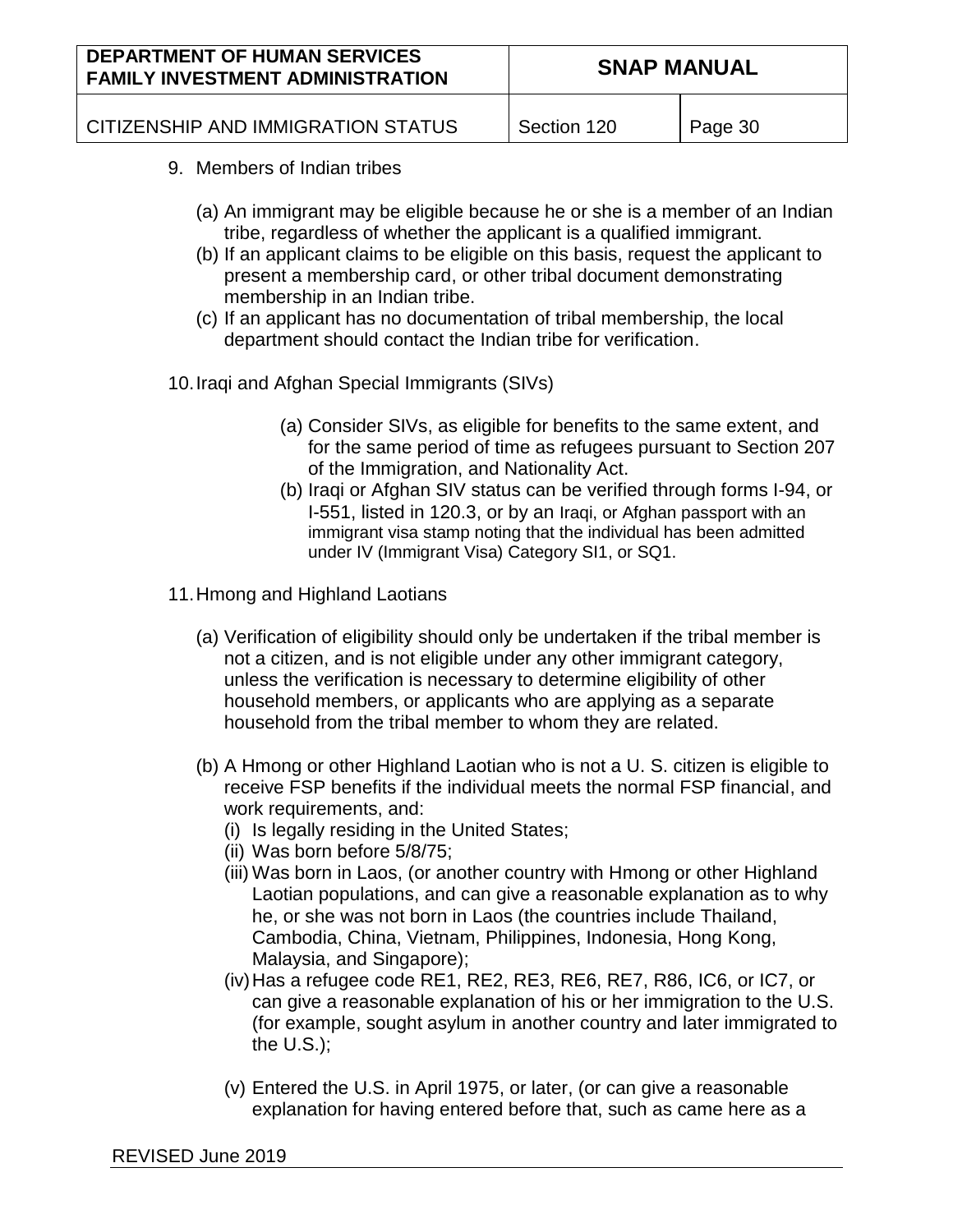9. Members of Indian tribes

   (a) An immigrant may be eligible because he or she is a member of an Indian tribe, regardless of whether the applicant is a qualified immigrant.
   (b) If an applicant claims to be eligible on this basis, request the applicant to present a membership card, or other tribal document demonstrating membership in an Indian tribe.
   (c) If an applicant has no documentation of tribal membership, the local department should contact the Indian tribe for verification.

10. Iraqi and Afghan Special Immigrants (SIVs)

    (a) Consider SIVs, as eligible for benefits to the same extent, and for the same period of time as refugees pursuant to Section 207 of the Immigration, and Nationality Act.
    (b) Iraqi or Afghan SIV status can be verified through forms I-94, or I-551, listed in 120.3, or by an Iraqi, or Afghan passport with an immigrant visa stamp noting that the individual has been admitted under IV (Immigrant Visa) Category SI1, or SQ1.

11. Hmong and Highland Laotians

    (a) Verification of eligibility should only be undertaken if the tribal member is not a citizen, and is not eligible under any other immigrant category, unless the verification is necessary to determine eligibility of other household members, or applicants who are applying as a separate household from the tribal member to whom they are related.

    (b) A Hmong or other Highland Laotian who is not a U. S. citizen is eligible to receive FSP benefits if the individual meets the normal FSP financial, and work requirements, and:
       (i) Is legally residing in the United States;
       (ii) Was born before 5/8/75;
       (iii) Was born in Laos, (or another country with Hmong or other Highland Laotian populations, and can give a reasonable explanation as to why he, or she was not born in Laos (the countries include Thailand, Cambodia, China, Vietnam, Philippines, Indonesia, Hong Kong, Malaysia, and Singapore);
       (iv) Has a refugee code RE1, RE2, RE3, RE6, RE7, R86, IC6, or IC7, or can give a reasonable explanation of his or her immigration to the U.S. (for example, sought asylum in another country and later immigrated to the U.S.);

       (v) Entered the U.S. in April 1975, or later, (or can give a reasonable explanation for having entered before that, such as came here as a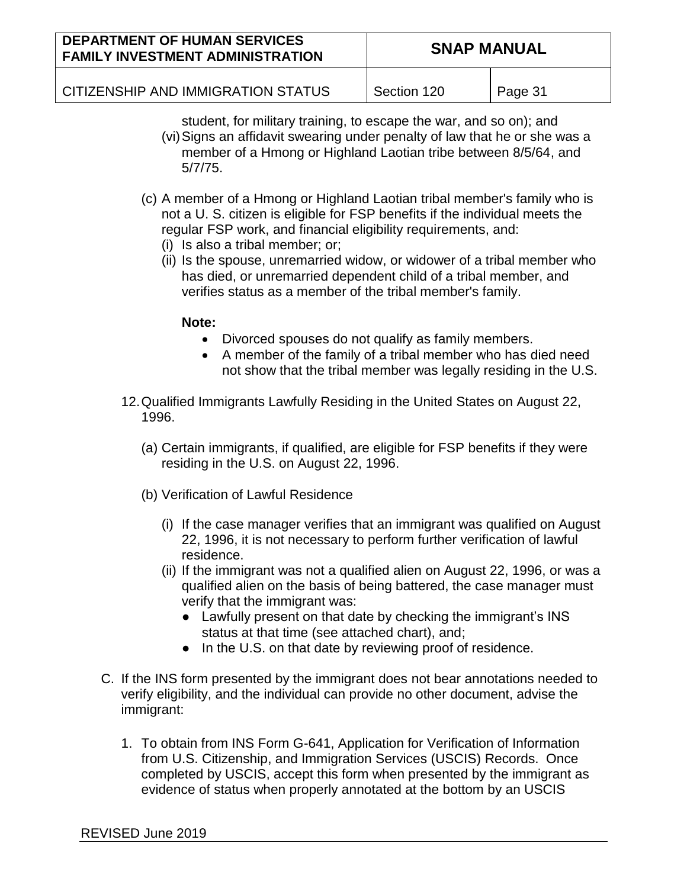student, for military training, to escape the war, and so on); and

(vi) Signs an affidavit swearing under penalty of law that he or she was a member of a Hmong or Highland Laotian tribe between 8/5/64, and 5/7/75.

(c) A member of a Hmong or Highland Laotian tribal member's family who is not a U. S. citizen is eligible for FSP benefits if the individual meets the regular FSP work, and financial eligibility requirements, and:

(i) Is also a tribal member; or;

(ii) Is the spouse, unremarried widow, or widower of a tribal member who has died, or unremarried dependent child of a tribal member, and verifies status as a member of the tribal member's family.

**Note:**

- Divorced spouses do not qualify as family members.
- A member of the family of a tribal member who has died need not show that the tribal member was legally residing in the U.S.

12. Qualified Immigrants Lawfully Residing in the United States on August 22, 1996.

(a) Certain immigrants, if qualified, are eligible for FSP benefits if they were residing in the U.S. on August 22, 1996.

(b) Verification of Lawful Residence

(i) If the case manager verifies that an immigrant was qualified on August 22, 1996, it is not necessary to perform further verification of lawful residence.

(ii) If the immigrant was not a qualified alien on August 22, 1996, or was a qualified alien on the basis of being battered, the case manager must verify that the immigrant was:

- Lawfully present on that date by checking the immigrant's INS status at that time (see attached chart), and;
- In the U.S. on that date by reviewing proof of residence.

C. If the INS form presented by the immigrant does not bear annotations needed to verify eligibility, and the individual can provide no other document, advise the immigrant:

1. To obtain from INS Form G-641, Application for Verification of Information from U.S. Citizenship, and Immigration Services (USCIS) Records. Once completed by USCIS, accept this form when presented by the immigrant as evidence of status when properly annotated at the bottom by an USCIS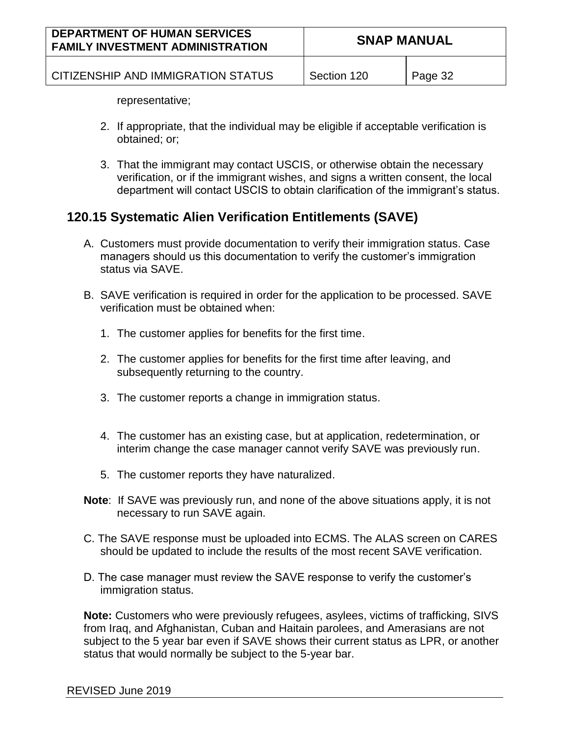representative;

2. If appropriate, that the individual may be eligible if acceptable verification is obtained; or;

3. That the immigrant may contact USCIS, or otherwise obtain the necessary verification, or if the immigrant wishes, and signs a written consent, the local department will contact USCIS to obtain clarification of the immigrant's status.

## 120.15 Systematic Alien Verification Entitlements (SAVE)

A. Customers must provide documentation to verify their immigration status. Case managers should us this documentation to verify the customer's immigration status via SAVE.

B. SAVE verification is required in order for the application to be processed. SAVE verification must be obtained when:

   1. The customer applies for benefits for the first time.

   2. The customer applies for benefits for the first time after leaving, and subsequently returning to the country.

   3. The customer reports a change in immigration status.

   4. The customer has an existing case, but at application, redetermination, or interim change the case manager cannot verify SAVE was previously run.

   5. The customer reports they have naturalized.

**Note**: If SAVE was previously run, and none of the above situations apply, it is not necessary to run SAVE again.

C. The SAVE response must be uploaded into ECMS. The ALAS screen on CARES should be updated to include the results of the most recent SAVE verification.

D. The case manager must review the SAVE response to verify the customer's immigration status.

**Note:** Customers who were previously refugees, asylees, victims of trafficking, SIVS from Iraq, and Afghanistan, Cuban and Haitain parolees, and Amerasians are not subject to the 5 year bar even if SAVE shows their current status as LPR, or another status that would normally be subject to the 5-year bar.

REVISED June 2019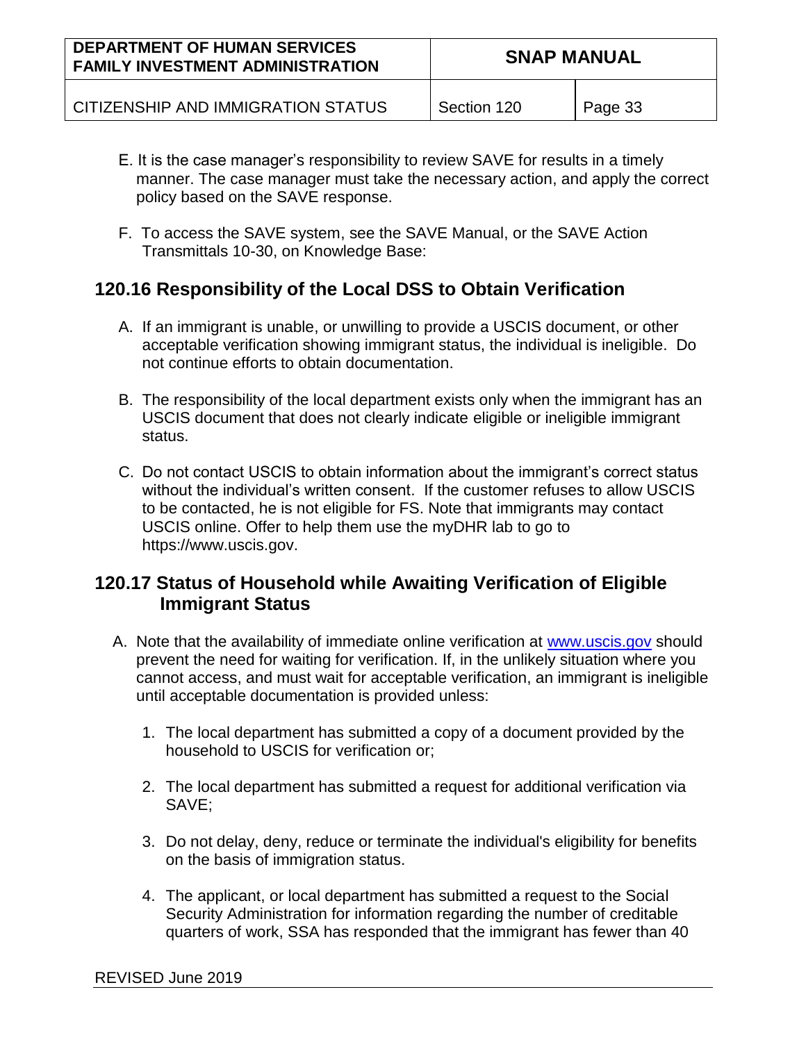E. It is the case manager's responsibility to review SAVE for results in a timely manner. The case manager must take the necessary action, and apply the correct policy based on the SAVE response.

F. To access the SAVE system, see the SAVE Manual, or the SAVE Action Transmittals 10-30, on Knowledge Base:

## 120.16 Responsibility of the Local DSS to Obtain Verification

A. If an immigrant is unable, or unwilling to provide a USCIS document, or other acceptable verification showing immigrant status, the individual is ineligible. Do not continue efforts to obtain documentation.

B. The responsibility of the local department exists only when the immigrant has an USCIS document that does not clearly indicate eligible or ineligible immigrant status.

C. Do not contact USCIS to obtain information about the immigrant's correct status without the individual's written consent. If the customer refuses to allow USCIS to be contacted, he is not eligible for FS. Note that immigrants may contact USCIS online. Offer to help them use the myDHR lab to go to https://www.uscis.gov.

## 120.17 Status of Household while Awaiting Verification of Eligible Immigrant Status

A. Note that the availability of immediate online verification at [www.uscis.gov](http://www.uscis.gov) should prevent the need for waiting for verification. If, in the unlikely situation where you cannot access, and must wait for acceptable verification, an immigrant is ineligible until acceptable documentation is provided unless:

   1. The local department has submitted a copy of a document provided by the household to USCIS for verification or;

   2. The local department has submitted a request for additional verification via SAVE;

   3. Do not delay, deny, reduce or terminate the individual's eligibility for benefits on the basis of immigration status.

   4. The applicant, or local department has submitted a request to the Social Security Administration for information regarding the number of creditable quarters of work, SSA has responded that the immigrant has fewer than 40

REVISED June 2019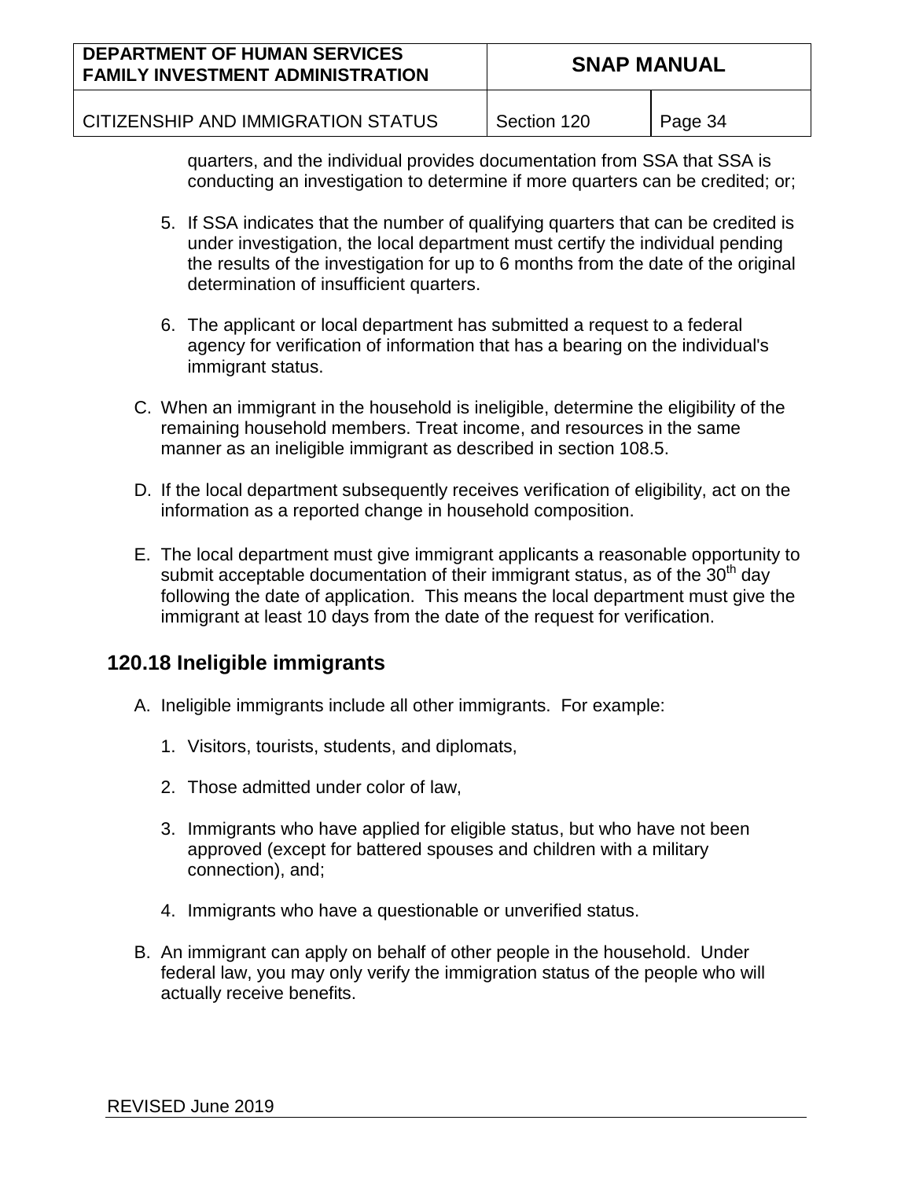quarters, and the individual provides documentation from SSA that SSA is conducting an investigation to determine if more quarters can be credited; or;

5. If SSA indicates that the number of qualifying quarters that can be credited is under investigation, the local department must certify the individual pending the results of the investigation for up to 6 months from the date of the original determination of insufficient quarters.

6. The applicant or local department has submitted a request to a federal agency for verification of information that has a bearing on the individual's immigrant status.

C. When an immigrant in the household is ineligible, determine the eligibility of the remaining household members. Treat income, and resources in the same manner as an ineligible immigrant as described in section 108.5.

D. If the local department subsequently receives verification of eligibility, act on the information as a reported change in household composition.

E. The local department must give immigrant applicants a reasonable opportunity to submit acceptable documentation of their immigrant status, as of the 30th day following the date of application. This means the local department must give the immigrant at least 10 days from the date of the request for verification.

## 120.18 Ineligible immigrants

A. Ineligible immigrants include all other immigrants. For example:

   1. Visitors, tourists, students, and diplomats,

   2. Those admitted under color of law,

   3. Immigrants who have applied for eligible status, but who have not been approved (except for battered spouses and children with a military connection), and;

   4. Immigrants who have a questionable or unverified status.

B. An immigrant can apply on behalf of other people in the household. Under federal law, you may only verify the immigration status of the people who will actually receive benefits.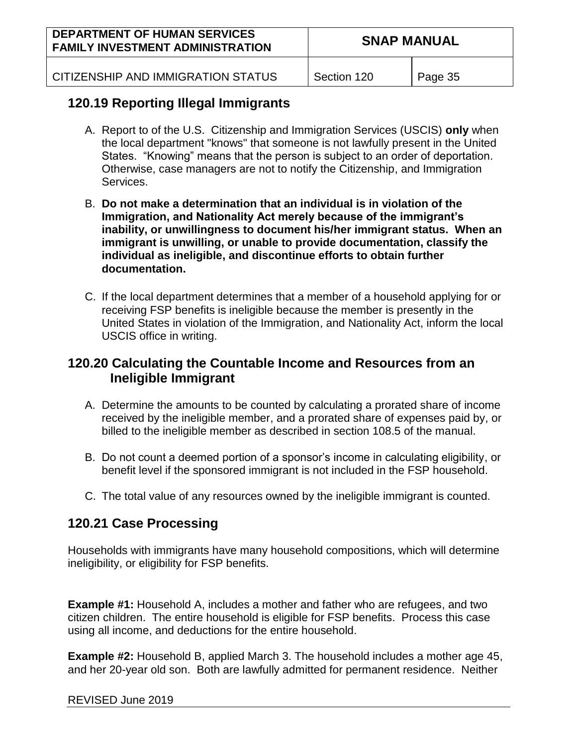## 120.19 Reporting Illegal Immigrants

A. Report to of the U.S. Citizenship and Immigration Services (USCIS) **only** when the local department "knows" that someone is not lawfully present in the United States. "Knowing" means that the person is subject to an order of deportation. Otherwise, case managers are not to notify the Citizenship, and Immigration Services.

B. **Do not make a determination that an individual is in violation of the Immigration, and Nationality Act merely because of the immigrant's inability, or unwillingness to document his/her immigrant status. When an immigrant is unwilling, or unable to provide documentation, classify the individual as ineligible, and discontinue efforts to obtain further documentation.**

C. If the local department determines that a member of a household applying for or receiving FSP benefits is ineligible because the member is presently in the United States in violation of the Immigration, and Nationality Act, inform the local USCIS office in writing.

## 120.20 Calculating the Countable Income and Resources from an Ineligible Immigrant

A. Determine the amounts to be counted by calculating a prorated share of income received by the ineligible member, and a prorated share of expenses paid by, or billed to the ineligible member as described in section 108.5 of the manual.

B. Do not count a deemed portion of a sponsor's income in calculating eligibility, or benefit level if the sponsored immigrant is not included in the FSP household.

C. The total value of any resources owned by the ineligible immigrant is counted.

## 120.21 Case Processing

Households with immigrants have many household compositions, which will determine ineligibility, or eligibility for FSP benefits.

**Example #1:** Household A, includes a mother and father who are refugees, and two citizen children. The entire household is eligible for FSP benefits. Process this case using all income, and deductions for the entire household.

**Example #2:** Household B, applied March 3. The household includes a mother age 45, and her 20-year old son. Both are lawfully admitted for permanent residence. Neither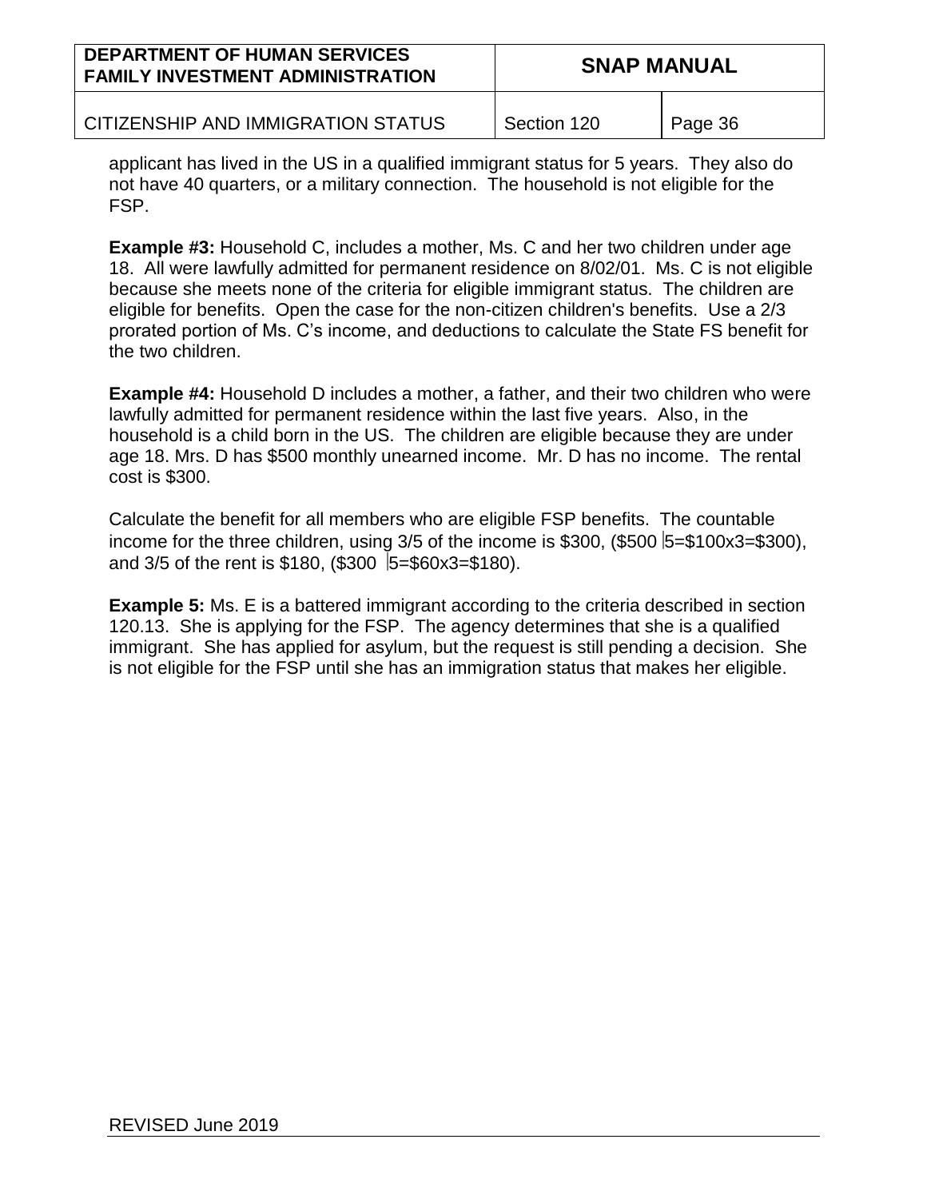applicant has lived in the US in a qualified immigrant status for 5 years. They also do not have 40 quarters, or a military connection. The household is not eligible for the FSP.

**Example #3:** Household C, includes a mother, Ms. C and her two children under age 18. All were lawfully admitted for permanent residence on 8/02/01. Ms. C is not eligible because she meets none of the criteria for eligible immigrant status. The children are eligible for benefits. Open the case for the non-citizen children's benefits. Use a 2/3 prorated portion of Ms. C's income, and deductions to calculate the State FS benefit for the two children.

**Example #4:** Household D includes a mother, a father, and their two children who were lawfully admitted for permanent residence within the last five years. Also, in the household is a child born in the US. The children are eligible because they are under age 18. Mrs. D has $500 monthly unearned income. Mr. D has no income. The rental cost is $300.

Calculate the benefit for all members who are eligible FSP benefits. The countable income for the three children, using 3/5 of the income is $300, ($500 5=$100x3=$300), and 3/5 of the rent is $180, ($300 5=$60x3=$180).

**Example 5:** Ms. E is a battered immigrant according to the criteria described in section 120.13. She is applying for the FSP. The agency determines that she is a qualified immigrant. She has applied for asylum, but the request is still pending a decision. She is not eligible for the FSP until she has an immigration status that makes her eligible.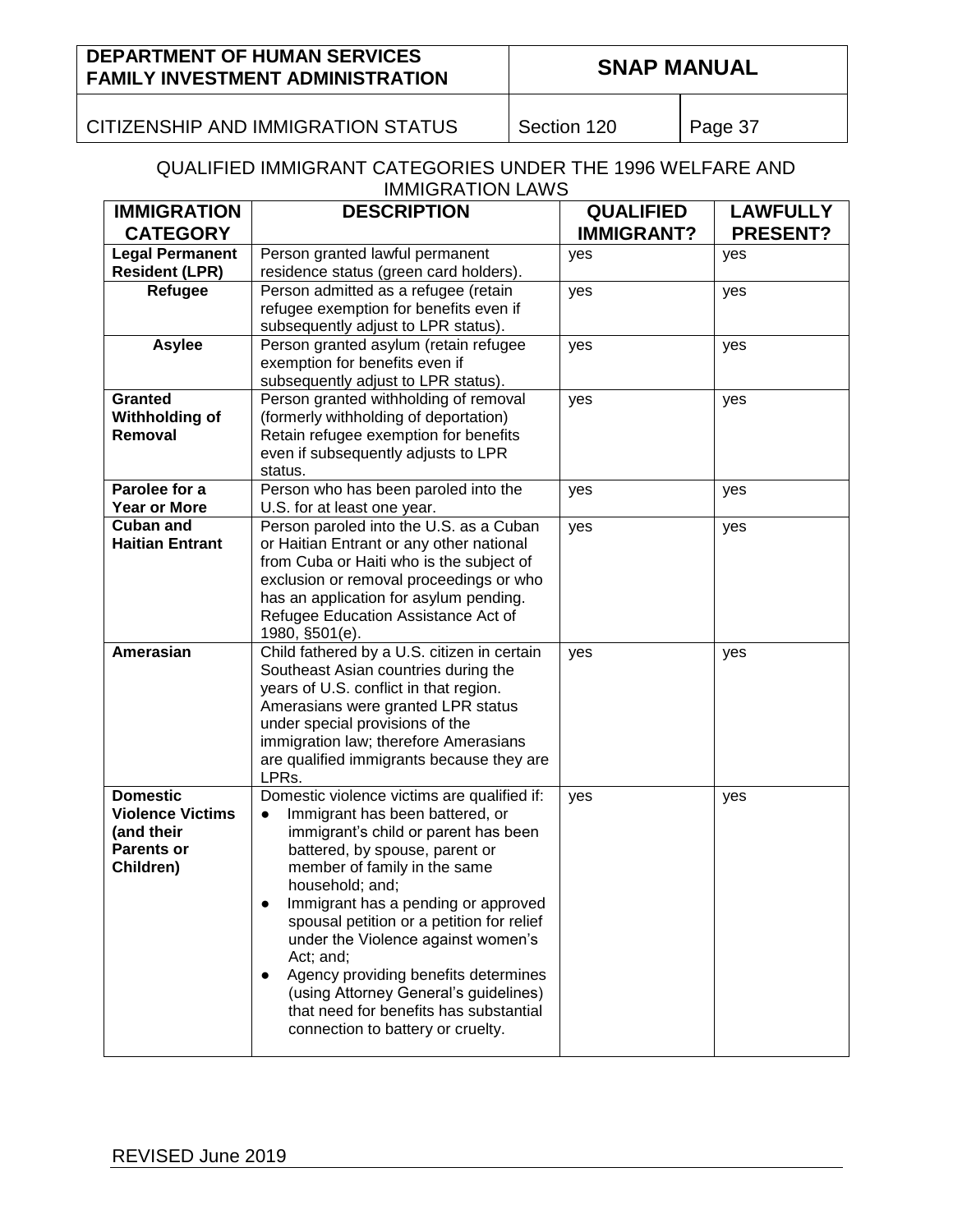## QUALIFIED IMMIGRANT CATEGORIES UNDER THE 1996 WELFARE AND IMMIGRATION LAWS

| IMMIGRATION CATEGORY | DESCRIPTION | QUALIFIED IMMIGRANT? | LAWFULLY PRESENT? |
|---|---|---|---|
| **Legal Permanent Resident (LPR)** | Person granted lawful permanent residence status (green card holders). | yes | yes |
| **Refugee** | Person admitted as a refugee (retain refugee exemption for benefits even if subsequently adjust to LPR status). | yes | yes |
| **Asylee** | Person granted asylum (retain refugee exemption for benefits even if subsequently adjust to LPR status). | yes | yes |
| **Granted Withholding of Removal** | Person granted withholding of removal (formerly withholding of deportation) Retain refugee exemption for benefits even if subsequently adjusts to LPR status. | yes | yes |
| **Parolee for a Year or More** | Person who has been paroled into the U.S. for at least one year. | yes | yes |
| **Cuban and Haitian Entrant** | Person paroled into the U.S. as a Cuban or Haitian Entrant or any other national from Cuba or Haiti who is the subject of exclusion or removal proceedings or who has an application for asylum pending. Refugee Education Assistance Act of 1980, §501(e). | yes | yes |
| **Amerasian** | Child fathered by a U.S. citizen in certain Southeast Asian countries during the years of U.S. conflict in that region. Amerasians were granted LPR status under special provisions of the immigration law; therefore Amerasians are qualified immigrants because they are LPRs. | yes | yes |
| **Domestic Violence Victims (and their Parents or Children)** | Domestic violence victims are qualified if: <br>● Immigrant has been battered, or immigrant's child or parent has been battered, by spouse, parent or member of family in the same household; and; <br>● Immigrant has a pending or approved spousal petition or a petition for relief under the Violence against women's Act; and; <br>● Agency providing benefits determines (using Attorney General's guidelines) that need for benefits has substantial connection to battery or cruelty. | yes | yes |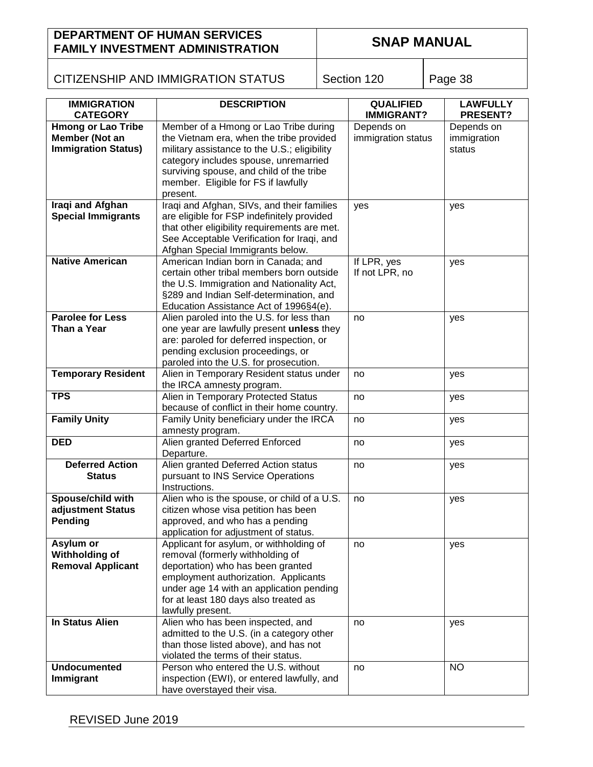| IMMIGRATION CATEGORY | DESCRIPTION | QUALIFIED IMMIGRANT? | LAWFULLY PRESENT? |
|---|---|---|---|
| **Hmong or Lao Tribe Member (Not an Immigration Status)** | Member of a Hmong or Lao Tribe during the Vietnam era, when the tribe provided military assistance to the U.S.; eligibility category includes spouse, unremarried surviving spouse, and child of the tribe member. Eligible for FS if lawfully present. | Depends on immigration status | Depends on immigration status |
| **Iraqi and Afghan Special Immigrants** | Iraqi and Afghan, SIVs, and their families are eligible for FSP indefinitely provided that other eligibility requirements are met. See Acceptable Verification for Iraqi, and Afghan Special Immigrants below. | yes | yes |
| **Native American** | American Indian born in Canada; and certain other tribal members born outside the U.S. Immigration and Nationality Act, §289 and Indian Self-determination, and Education Assistance Act of 1996§4(e). | If LPR, yes<br>If not LPR, no | yes |
| **Parolee for Less Than a Year** | Alien paroled into the U.S. for less than one year are lawfully present **unless** they are: paroled for deferred inspection, or pending exclusion proceedings, or paroled into the U.S. for prosecution. | no | yes |
| **Temporary Resident** | Alien in Temporary Resident status under the IRCA amnesty program. | no | yes |
| **TPS** | Alien in Temporary Protected Status because of conflict in their home country. | no | yes |
| **Family Unity** | Family Unity beneficiary under the IRCA amnesty program. | no | yes |
| **DED** | Alien granted Deferred Enforced Departure. | no | yes |
| **Deferred Action Status** | Alien granted Deferred Action status pursuant to INS Service Operations Instructions. | no | yes |
| **Spouse/child with adjustment Status Pending** | Alien who is the spouse, or child of a U.S. citizen whose visa petition has been approved, and who has a pending application for adjustment of status. | no | yes |
| **Asylum or Withholding of Removal Applicant** | Applicant for asylum, or withholding of removal (formerly withholding of deportation) who has been granted employment authorization. Applicants under age 14 with an application pending for at least 180 days also treated as lawfully present. | no | yes |
| **In Status Alien** | Alien who has been inspected, and admitted to the U.S. (in a category other than those listed above), and has not violated the terms of their status. | no | yes |
| **Undocumented Immigrant** | Person who entered the U.S. without inspection (EWI), or entered lawfully, and have overstayed their visa. | no | NO |

REVISED June 2019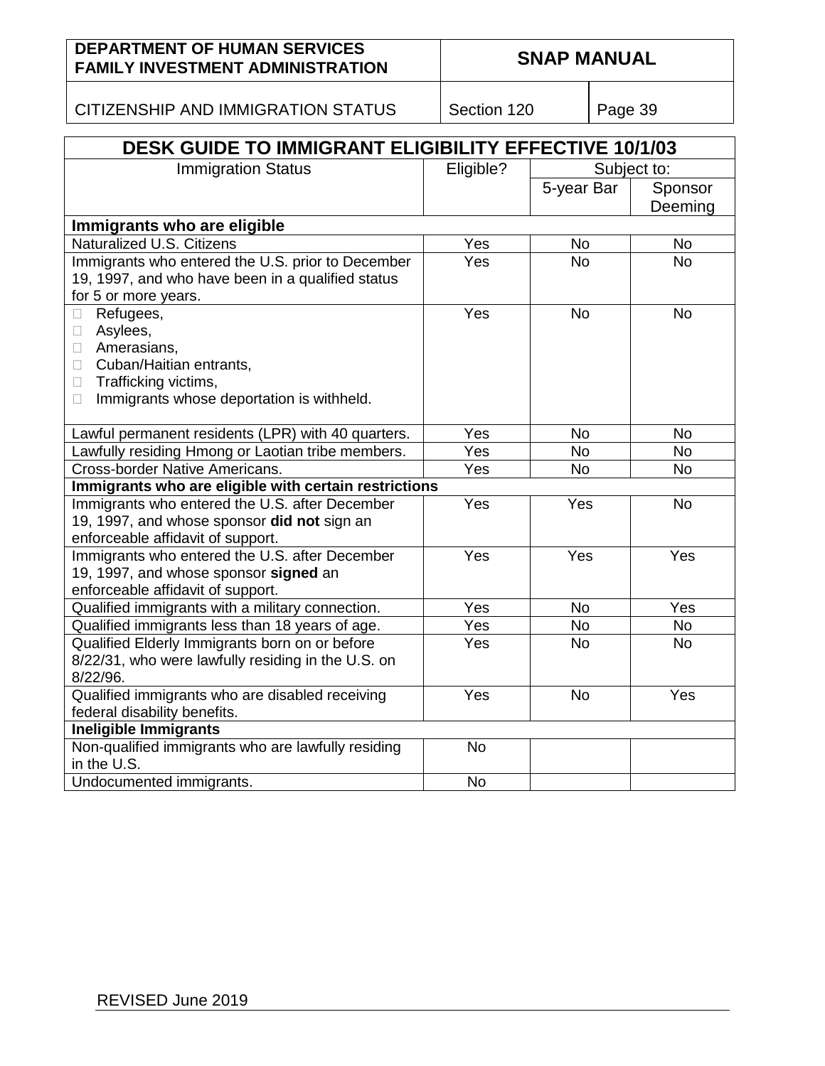## DESK GUIDE TO IMMIGRANT ELIGIBILITY EFFECTIVE 10/1/03

| Immigration Status | Eligible? | Subject to: | |
|---|---|---|---|
| | | 5-year Bar | Sponsor Deeming |
| **Immigrants who are eligible** | | | |
| Naturalized U.S. Citizens | Yes | No | No |
| Immigrants who entered the U.S. prior to December 19, 1997, and who have been in a qualified status for 5 or more years. | Yes | No | No |
| Refugees,<br>Asylees,<br>Amerasians,<br>Cuban/Haitian entrants,<br>Trafficking victims,<br>Immigrants whose deportation is withheld. | Yes | No | No |
| Lawful permanent residents (LPR) with 40 quarters. | Yes | No | No |
| Lawfully residing Hmong or Laotian tribe members. | Yes | No | No |
| Cross-border Native Americans. | Yes | No | No |
| **Immigrants who are eligible with certain restrictions** | | | |
| Immigrants who entered the U.S. after December 19, 1997, and whose sponsor **did not** sign an enforceable affidavit of support. | Yes | Yes | No |
| Immigrants who entered the U.S. after December 19, 1997, and whose sponsor **signed** an enforceable affidavit of support. | Yes | Yes | Yes |
| Qualified immigrants with a military connection. | Yes | No | Yes |
| Qualified immigrants less than 18 years of age. | Yes | No | No |
| Qualified Elderly Immigrants born on or before 8/22/31, who were lawfully residing in the U.S. on 8/22/96. | Yes | No | No |
| Qualified immigrants who are disabled receiving federal disability benefits. | Yes | No | Yes |
| **Ineligible Immigrants** | | | |
| Non-qualified immigrants who are lawfully residing in the U.S. | No | | |
| Undocumented immigrants. | No | | |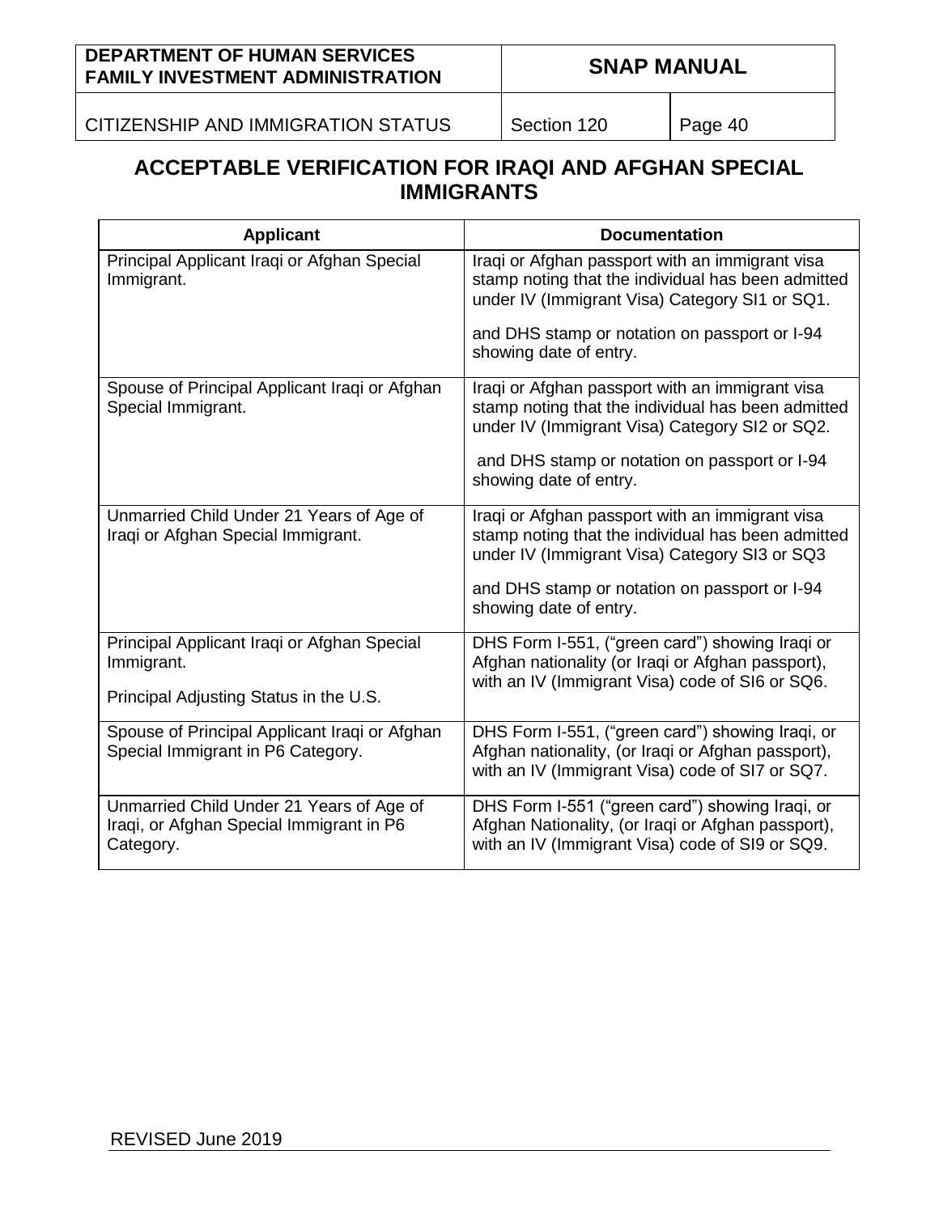# ACCEPTABLE VERIFICATION FOR IRAQI AND AFGHAN SPECIAL IMMIGRANTS

| Applicant | Documentation |
|---|---|
| Principal Applicant Iraqi or Afghan Special Immigrant. | Iraqi or Afghan passport with an immigrant visa stamp noting that the individual has been admitted under IV (Immigrant Visa) Category SI1 or SQ1.<br><br>and DHS stamp or notation on passport or I-94 showing date of entry. |
| Spouse of Principal Applicant Iraqi or Afghan Special Immigrant. | Iraqi or Afghan passport with an immigrant visa stamp noting that the individual has been admitted under IV (Immigrant Visa) Category SI2 or SQ2.<br><br>and DHS stamp or notation on passport or I-94 showing date of entry. |
| Unmarried Child Under 21 Years of Age of Iraqi or Afghan Special Immigrant. | Iraqi or Afghan passport with an immigrant visa stamp noting that the individual has been admitted under IV (Immigrant Visa) Category SI3 or SQ3<br><br>and DHS stamp or notation on passport or I-94 showing date of entry. |
| Principal Applicant Iraqi or Afghan Special Immigrant.<br><br>Principal Adjusting Status in the U.S. | DHS Form I-551, ("green card") showing Iraqi or Afghan nationality (or Iraqi or Afghan passport), with an IV (Immigrant Visa) code of SI6 or SQ6. |
| Spouse of Principal Applicant Iraqi or Afghan Special Immigrant in P6 Category. | DHS Form I-551, ("green card") showing Iraqi, or Afghan nationality, (or Iraqi or Afghan passport), with an IV (Immigrant Visa) code of SI7 or SQ7. |
| Unmarried Child Under 21 Years of Age of Iraqi, or Afghan Special Immigrant in P6 Category. | DHS Form I-551 ("green card") showing Iraqi, or Afghan Nationality, (or Iraqi or Afghan passport), with an IV (Immigrant Visa) code of SI9 or SQ9. |